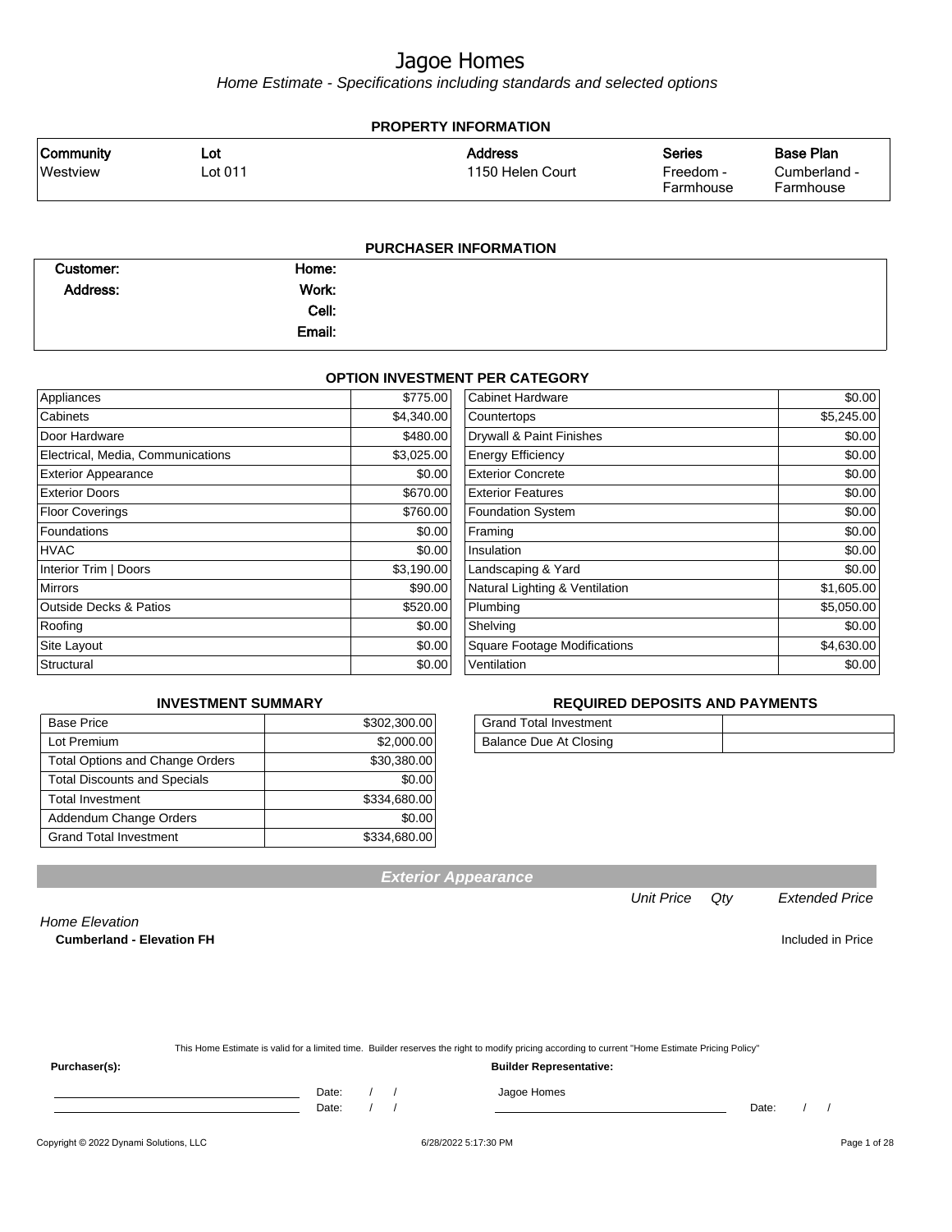# Jagoe Homes

*Home Estimate - Specifications including standards and selected options*

## PROPERTY INFORMATION

| Community | Lot | Address | Series | Base Plan |
|---|---|---|---|---|
| Westview | Lot 011 | 1150 Helen Court | Freedom - Farmhouse | Cumberland - Farmhouse |

## PURCHASER INFORMATION

| | | | |
|---|---|---|---|
| **Customer:** | | **Home:** | |
| **Address:** | | **Work:** | |
| | | **Cell:** | |
| | | **Email:** | |

## OPTION INVESTMENT PER CATEGORY

| Category | Amount | Category | Amount |
|---|---|---|---|
| Appliances | $775.00 | Cabinet Hardware | $0.00 |
| Cabinets | $4,340.00 | Countertops | $5,245.00 |
| Door Hardware | $480.00 | Drywall & Paint Finishes | $0.00 |
| Electrical, Media, Communications | $3,025.00 | Energy Efficiency | $0.00 |
| Exterior Appearance | $0.00 | Exterior Concrete | $0.00 |
| Exterior Doors | $670.00 | Exterior Features | $0.00 |
| Floor Coverings | $760.00 | Foundation System | $0.00 |
| Foundations | $0.00 | Framing | $0.00 |
| HVAC | $0.00 | Insulation | $0.00 |
| Interior Trim \| Doors | $3,190.00 | Landscaping & Yard | $0.00 |
| Mirrors | $90.00 | Natural Lighting & Ventilation | $1,605.00 |
| Outside Decks & Patios | $520.00 | Plumbing | $5,050.00 |
| Roofing | $0.00 | Shelving | $0.00 |
| Site Layout | $0.00 | Square Footage Modifications | $4,630.00 |
| Structural | $0.00 | Ventilation | $0.00 |

## INVESTMENT SUMMARY

| | |
|---|---|
| Base Price | $302,300.00 |
| Lot Premium | $2,000.00 |
| Total Options and Change Orders | $30,380.00 |
| Total Discounts and Specials | $0.00 |
| Total Investment | $334,680.00 |
| Addendum Change Orders | $0.00 |
| Grand Total Investment | $334,680.00 |

## REQUIRED DEPOSITS AND PAYMENTS

| | |
|---|---|
| Grand Total Investment | |
| Balance Due At Closing | |

## Exterior Appearance

| | Unit Price | Qty | Extended Price |
|---|---|---|---|
| *Home Elevation* | | | |
| **Cumberland - Elevation FH** | | | Included in Price |

This Home Estimate is valid for a limited time. Builder reserves the right to modify pricing according to current "Home Estimate Pricing Policy"

**Purchaser(s):**

\_\_\_\_\_\_\_\_\_\_\_\_\_\_\_\_\_\_\_\_ Date: / /

\_\_\_\_\_\_\_\_\_\_\_\_\_\_\_\_\_\_\_\_ Date: / /

**Builder Representative:**

Jagoe Homes

\_\_\_\_\_\_\_\_\_\_\_\_\_\_\_\_\_\_\_\_ Date: / /

Copyright © 2022 Dynami Solutions, LLC 6/28/2022 5:17:30 PM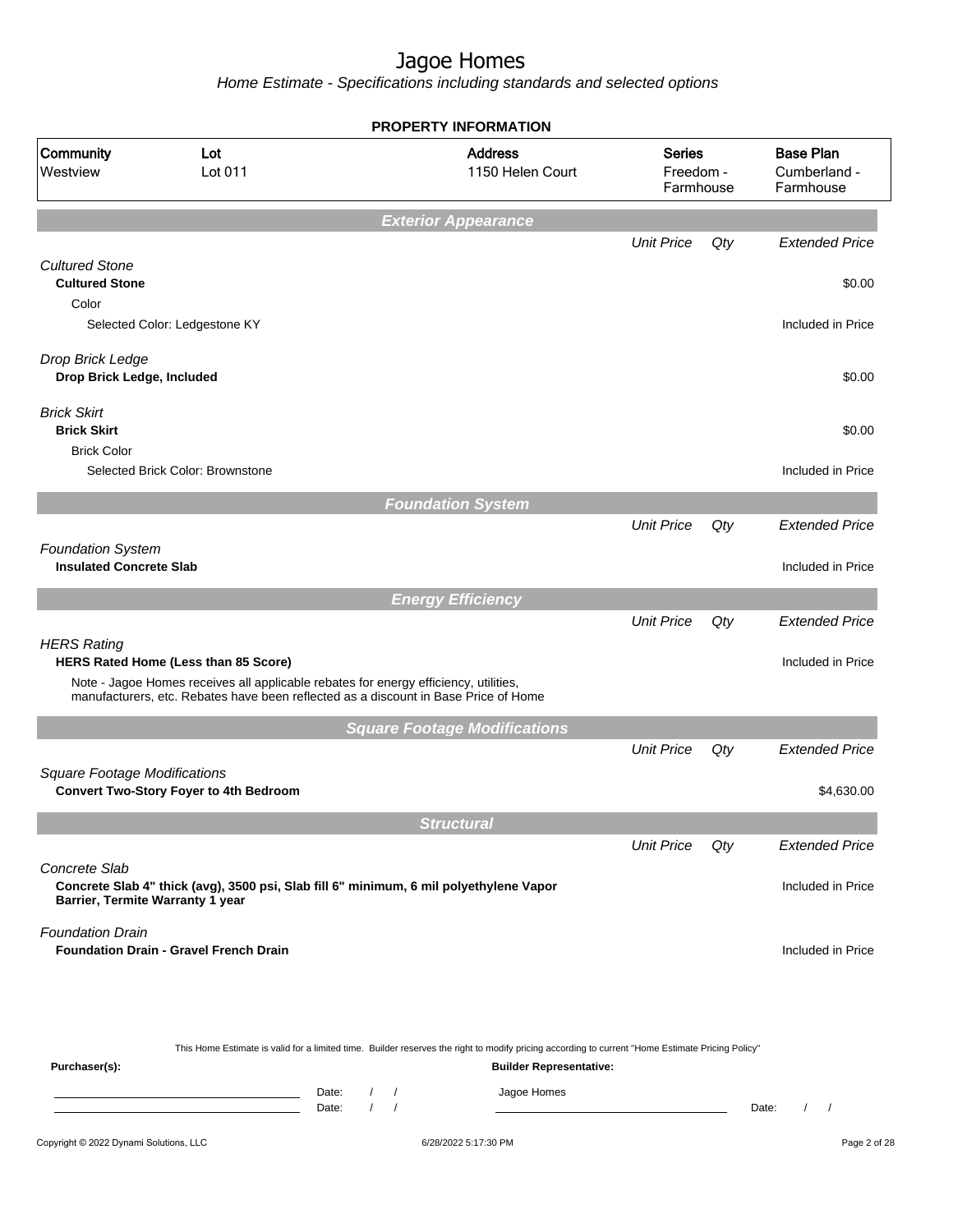# Jagoe Homes

Home Estimate - Specifications including standards and selected options

## PROPERTY INFORMATION

| Community | Lot | Address | Series | Base Plan |
|---|---|---|---|---|
| Westview | Lot 011 | 1150 Helen Court | Freedom - Farmhouse | Cumberland - Farmhouse |

### Exterior Appearance

| | Unit Price | Qty | Extended Price |
|---|---|---|---|
| *Cultured Stone* | | | |
| **Cultured Stone** | | | $0.00 |
| Color | | | |
| Selected Color: Ledgestone KY | | | Included in Price |
| *Drop Brick Ledge* | | | |
| **Drop Brick Ledge, Included** | | | $0.00 |
| *Brick Skirt* | | | |
| **Brick Skirt** | | | $0.00 |
| Brick Color | | | |
| Selected Brick Color: Brownstone | | | Included in Price |

### Foundation System

| | Unit Price | Qty | Extended Price |
|---|---|---|---|
| *Foundation System* | | | |
| **Insulated Concrete Slab** | | | Included in Price |

### Energy Efficiency

| | Unit Price | Qty | Extended Price |
|---|---|---|---|
| *HERS Rating* | | | |
| **HERS Rated Home (Less than 85 Score)** | | | Included in Price |
| Note - Jagoe Homes receives all applicable rebates for energy efficiency, utilities, manufacturers, etc. Rebates have been reflected as a discount in Base Price of Home | | | |

### Square Footage Modifications

| | Unit Price | Qty | Extended Price |
|---|---|---|---|
| *Square Footage Modifications* | | | |
| **Convert Two-Story Foyer to 4th Bedroom** | | | $4,630.00 |

### Structural

| | Unit Price | Qty | Extended Price |
|---|---|---|---|
| *Concrete Slab* | | | |
| **Concrete Slab 4" thick (avg), 3500 psi, Slab fill 6" minimum, 6 mil polyethylene Vapor Barrier, Termite Warranty 1 year** | | | Included in Price |
| *Foundation Drain* | | | |
| **Foundation Drain - Gravel French Drain** | | | Included in Price |

This Home Estimate is valid for a limited time. Builder reserves the right to modify pricing according to current "Home Estimate Pricing Policy"

**Purchaser(s):**

Date: / /

Date: / /

**Builder Representative:**

Jagoe Homes

Date: / /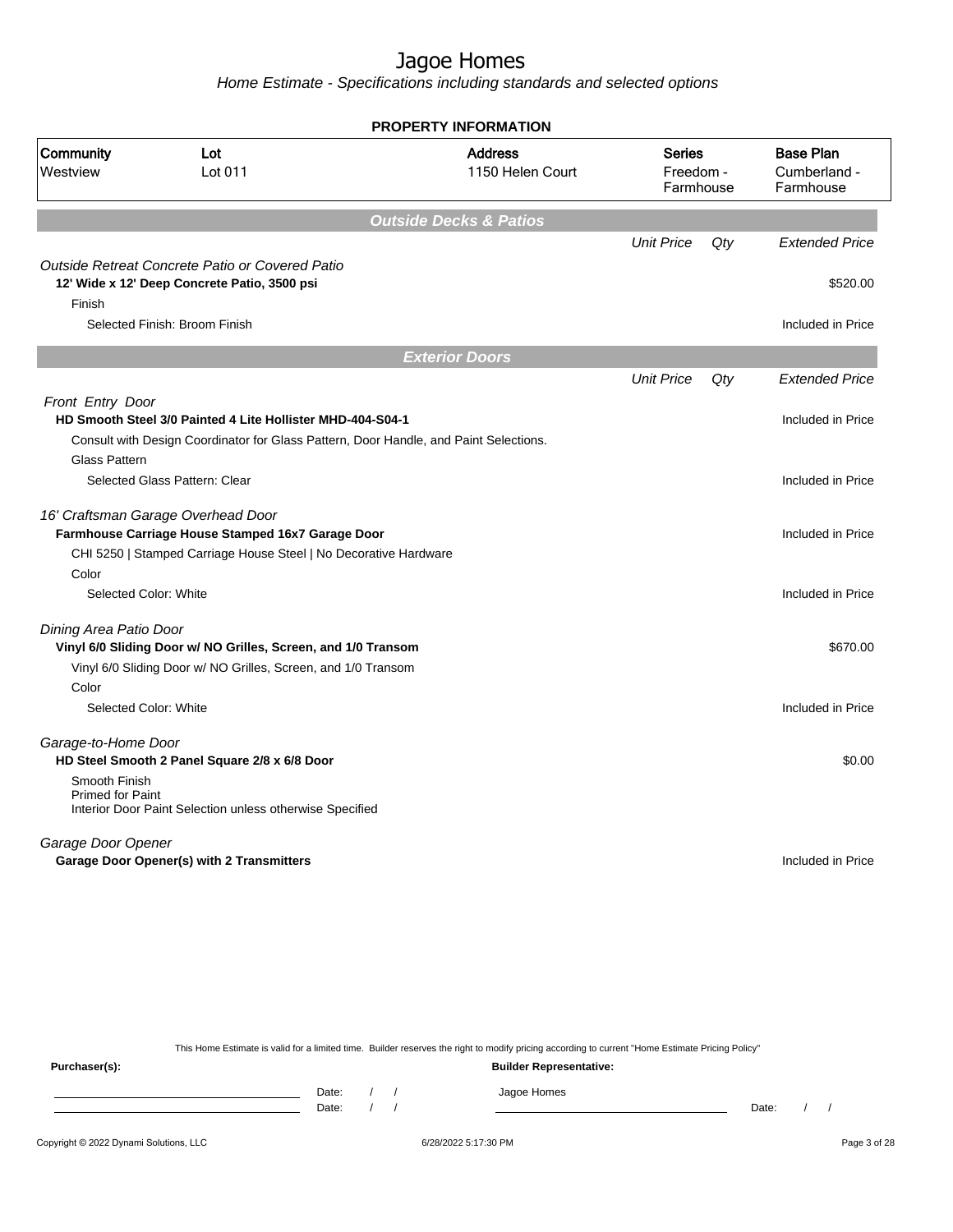# Jagoe Homes

*Home Estimate - Specifications including standards and selected options*

**PROPERTY INFORMATION**

| Community | Lot | Address | Series | Base Plan |
|---|---|---|---|---|
| Westview | Lot 011 | 1150 Helen Court | Freedom - Farmhouse | Cumberland - Farmhouse |

## Outside Decks & Patios

| | Unit Price | Qty | Extended Price |
|---|---|---|---|
| *Outside Retreat Concrete Patio or Covered Patio* | | | |
| **12' Wide x 12' Deep Concrete Patio, 3500 psi** | | | $520.00 |
| Finish | | | |
| Selected Finish: Broom Finish | | | Included in Price |

## Exterior Doors

| | Unit Price | Qty | Extended Price |
|---|---|---|---|
| *Front Entry Door* | | | |
| **HD Smooth Steel 3/0 Painted 4 Lite Hollister MHD-404-S04-1** | | | Included in Price |
| Consult with Design Coordinator for Glass Pattern, Door Handle, and Paint Selections. | | | |
| Glass Pattern | | | |
| Selected Glass Pattern: Clear | | | Included in Price |
| *16' Craftsman Garage Overhead Door* | | | |
| **Farmhouse Carriage House Stamped 16x7 Garage Door** | | | Included in Price |
| CHI 5250 \| Stamped Carriage House Steel \| No Decorative Hardware | | | |
| Color | | | |
| Selected Color: White | | | Included in Price |
| *Dining Area Patio Door* | | | |
| **Vinyl 6/0 Sliding Door w/ NO Grilles, Screen, and 1/0 Transom** | | | $670.00 |
| Vinyl 6/0 Sliding Door w/ NO Grilles, Screen, and 1/0 Transom | | | |
| Color | | | |
| Selected Color: White | | | Included in Price |
| *Garage-to-Home Door* | | | |
| **HD Steel Smooth 2 Panel Square 2/8 x 6/8 Door** | | | $0.00 |
| Smooth Finish<br>Primed for Paint<br>Interior Door Paint Selection unless otherwise Specified | | | |
| *Garage Door Opener* | | | |
| **Garage Door Opener(s) with 2 Transmitters** | | | Included in Price |

This Home Estimate is valid for a limited time. Builder reserves the right to modify pricing according to current "Home Estimate Pricing Policy"

**Purchaser(s):**

Date: / /

Date: / /

**Builder Representative:**

Jagoe Homes

Date: / /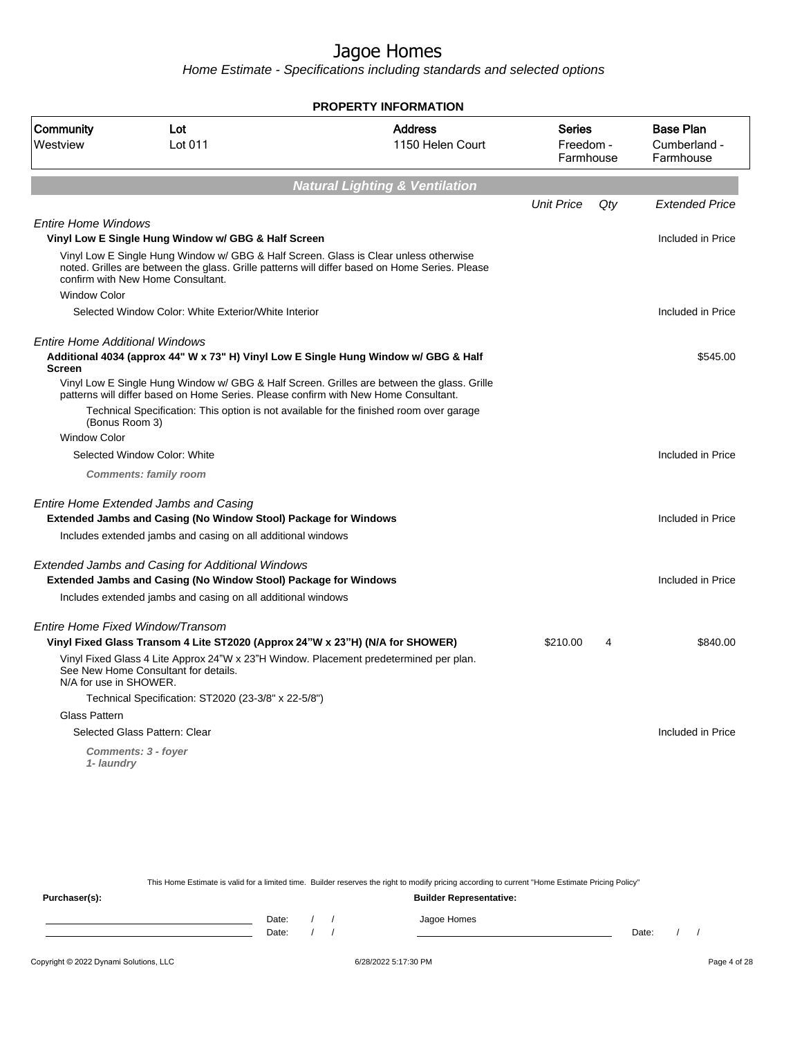# Jagoe Homes

*Home Estimate - Specifications including standards and selected options*

## PROPERTY INFORMATION

| Community | Lot | Address | Series | Base Plan |
|---|---|---|---|---|
| Westview | Lot 011 | 1150 Helen Court | Freedom - Farmhouse | Cumberland - Farmhouse |

## Natural Lighting & Ventilation

| | Unit Price | Qty | Extended Price |
|---|---|---|---|
| *Entire Home Windows* | | | |
| **Vinyl Low E Single Hung Window w/ GBG & Half Screen** | | | Included in Price |
| Vinyl Low E Single Hung Window w/ GBG & Half Screen. Glass is Clear unless otherwise noted. Grilles are between the glass. Grille patterns will differ based on Home Series. Please confirm with New Home Consultant. | | | |
| Window Color | | | |
| Selected Window Color: White Exterior/White Interior | | | Included in Price |
| *Entire Home Additional Windows* | | | |
| **Additional 4034 (approx 44" W x 73" H) Vinyl Low E Single Hung Window w/ GBG & Half Screen** | | | $545.00 |
| Vinyl Low E Single Hung Window w/ GBG & Half Screen. Grilles are between the glass. Grille patterns will differ based on Home Series. Please confirm with New Home Consultant. | | | |
| Technical Specification: This option is not available for the finished room over garage (Bonus Room 3) | | | |
| Window Color | | | |
| Selected Window Color: White | | | Included in Price |
| ***Comments: family room*** | | | |
| *Entire Home Extended Jambs and Casing* | | | |
| **Extended Jambs and Casing (No Window Stool) Package for Windows** | | | Included in Price |
| Includes extended jambs and casing on all additional windows | | | |
| *Extended Jambs and Casing for Additional Windows* | | | |
| **Extended Jambs and Casing (No Window Stool) Package for Windows** | | | Included in Price |
| Includes extended jambs and casing on all additional windows | | | |
| *Entire Home Fixed Window/Transom* | | | |
| **Vinyl Fixed Glass Transom 4 Lite ST2020 (Approx 24"W x 23"H) (N/A for SHOWER)** | $210.00 | 4 | $840.00 |
| Vinyl Fixed Glass 4 Lite Approx 24"W x 23"H Window. Placement predetermined per plan. See New Home Consultant for details. N/A for use in SHOWER. | | | |
| Technical Specification: ST2020 (23-3/8" x 22-5/8") | | | |
| Glass Pattern | | | |
| Selected Glass Pattern: Clear | | | Included in Price |
| ***Comments: 3 - foyer 1- laundry*** | | | |

This Home Estimate is valid for a limited time. Builder reserves the right to modify pricing according to current "Home Estimate Pricing Policy"

**Purchaser(s):** Date: / / Date: / /

**Builder Representative:** Jagoe Homes Date: / /

Copyright © 2022 Dynami Solutions, LLC 6/28/2022 5:17:30 PM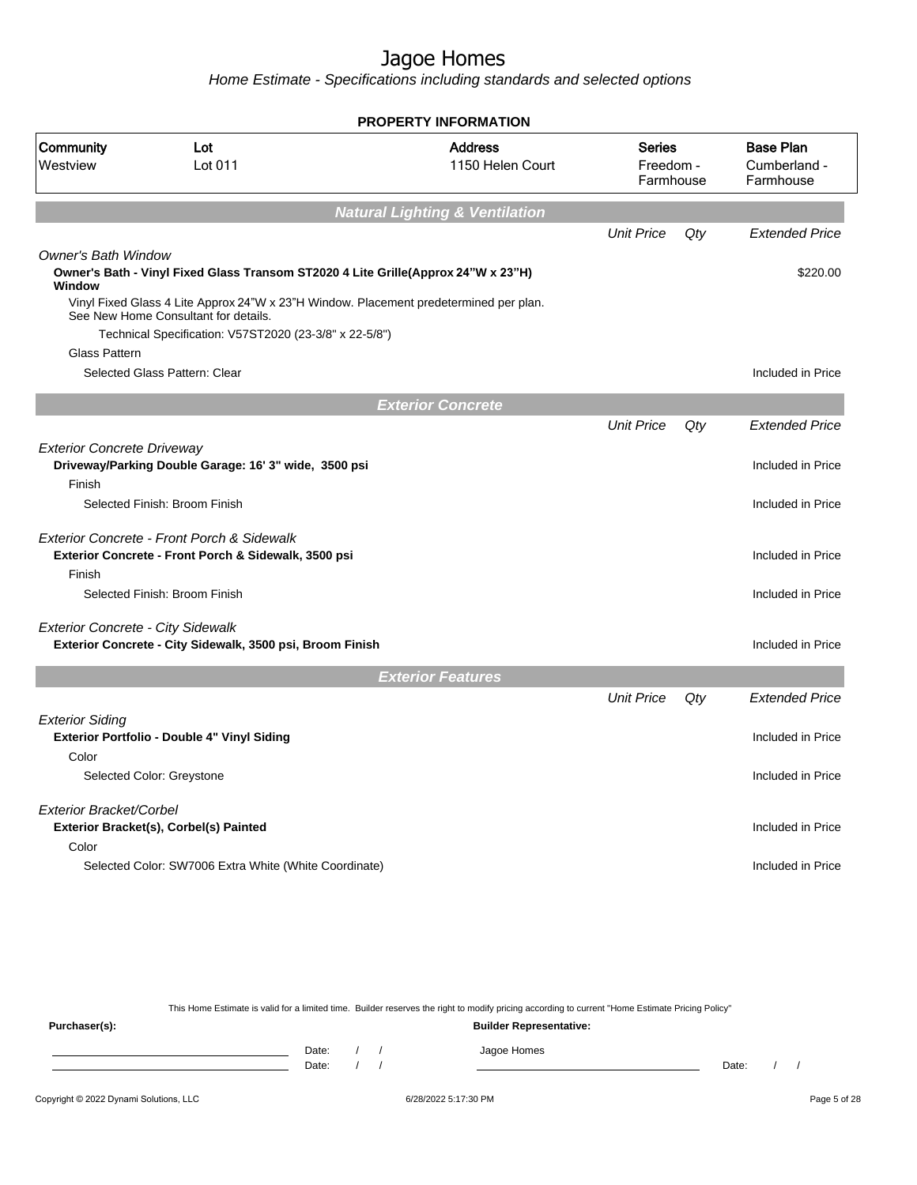# Jagoe Homes

*Home Estimate - Specifications including standards and selected options*

**PROPERTY INFORMATION**

| Community | Lot | Address | Series | Base Plan |
|---|---|---|---|---|
| Westview | Lot 011 | 1150 Helen Court | Freedom - Farmhouse | Cumberland - Farmhouse |

## Natural Lighting & Ventilation

| | Unit Price | Qty | Extended Price |
|---|---|---|---|
| *Owner's Bath Window* | | | |
| **Owner's Bath - Vinyl Fixed Glass Transom ST2020 4 Lite Grille(Approx 24"W x 23"H) Window** | | | $220.00 |
| Vinyl Fixed Glass 4 Lite Approx 24"W x 23"H Window. Placement predetermined per plan. See New Home Consultant for details. | | | |
| Technical Specification: V57ST2020 (23-3/8" x 22-5/8") | | | |
| Glass Pattern | | | |
| Selected Glass Pattern: Clear | | | Included in Price |

## Exterior Concrete

| | Unit Price | Qty | Extended Price |
|---|---|---|---|
| *Exterior Concrete Driveway* | | | |
| **Driveway/Parking Double Garage: 16' 3" wide, 3500 psi** | | | Included in Price |
| Finish | | | |
| Selected Finish: Broom Finish | | | Included in Price |
| *Exterior Concrete - Front Porch & Sidewalk* | | | |
| **Exterior Concrete - Front Porch & Sidewalk, 3500 psi** | | | Included in Price |
| Finish | | | |
| Selected Finish: Broom Finish | | | Included in Price |
| *Exterior Concrete - City Sidewalk* | | | |
| **Exterior Concrete - City Sidewalk, 3500 psi, Broom Finish** | | | Included in Price |

## Exterior Features

| | Unit Price | Qty | Extended Price |
|---|---|---|---|
| *Exterior Siding* | | | |
| **Exterior Portfolio - Double 4" Vinyl Siding** | | | Included in Price |
| Color | | | |
| Selected Color: Greystone | | | Included in Price |
| *Exterior Bracket/Corbel* | | | |
| **Exterior Bracket(s), Corbel(s) Painted** | | | Included in Price |
| Color | | | |
| Selected Color: SW7006 Extra White (White Coordinate) | | | Included in Price |

This Home Estimate is valid for a limited time. Builder reserves the right to modify pricing according to current "Home Estimate Pricing Policy"

**Purchaser(s):** **Builder Representative:**

Date: / / Jagoe Homes

Date: / / Date: / /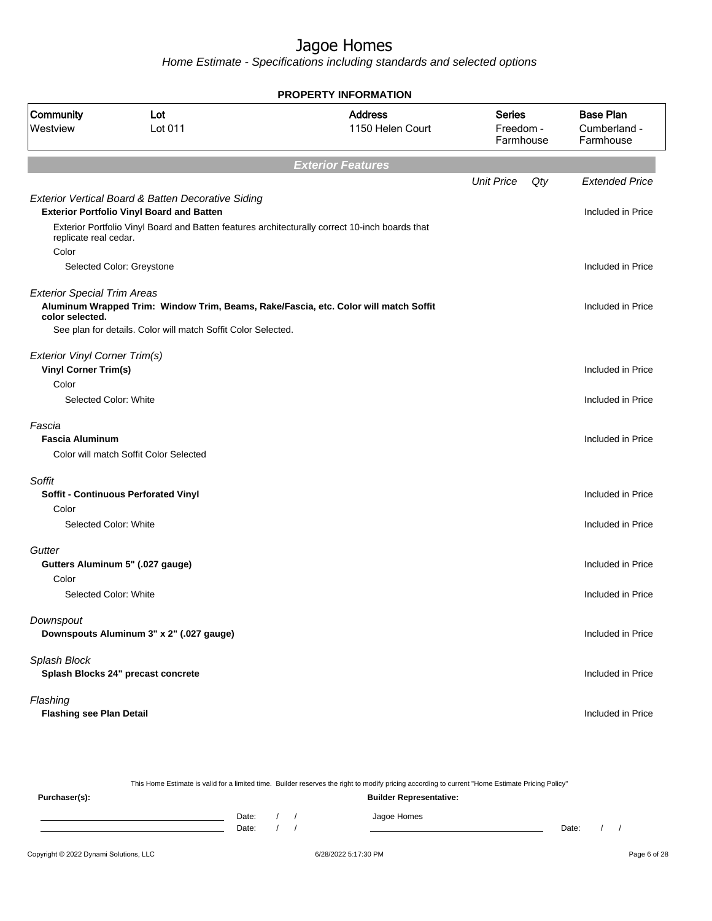# Jagoe Homes

*Home Estimate - Specifications including standards and selected options*

## PROPERTY INFORMATION

| Community | Lot | Address | Series | Base Plan |
|---|---|---|---|---|
| Westview | Lot 011 | 1150 Helen Court | Freedom - Farmhouse | Cumberland - Farmhouse |

## Exterior Features

| | Unit Price | Qty | Extended Price |
|---|---|---|---|
| *Exterior Vertical Board & Batten Decorative Siding* | | | |
| **Exterior Portfolio Vinyl Board and Batten** | | | Included in Price |
| Exterior Portfolio Vinyl Board and Batten features architecturally correct 10-inch boards that replicate real cedar. | | | |
| Color | | | |
| Selected Color: Greystone | | | Included in Price |
| *Exterior Special Trim Areas* | | | |
| **Aluminum Wrapped Trim: Window Trim, Beams, Rake/Fascia, etc. Color will match Soffit color selected.** | | | Included in Price |
| See plan for details. Color will match Soffit Color Selected. | | | |
| *Exterior Vinyl Corner Trim(s)* | | | |
| **Vinyl Corner Trim(s)** | | | Included in Price |
| Color | | | |
| Selected Color: White | | | Included in Price |
| *Fascia* | | | |
| **Fascia Aluminum** | | | Included in Price |
| Color will match Soffit Color Selected | | | |
| *Soffit* | | | |
| **Soffit - Continuous Perforated Vinyl** | | | Included in Price |
| Color | | | |
| Selected Color: White | | | Included in Price |
| *Gutter* | | | |
| **Gutters Aluminum 5" (.027 gauge)** | | | Included in Price |
| Color | | | |
| Selected Color: White | | | Included in Price |
| *Downspout* | | | |
| **Downspouts Aluminum 3" x 2" (.027 gauge)** | | | Included in Price |
| *Splash Block* | | | |
| **Splash Blocks 24" precast concrete** | | | Included in Price |
| *Flashing* | | | |
| **Flashing see Plan Detail** | | | Included in Price |

This Home Estimate is valid for a limited time. Builder reserves the right to modify pricing according to current "Home Estimate Pricing Policy"

**Purchaser(s):** ______________________ Date: / /
______________________ Date: / /

**Builder Representative:** Jagoe Homes
______________________ Date: / /

Copyright © 2022 Dynami Solutions, LLC — 6/28/2022 5:17:30 PM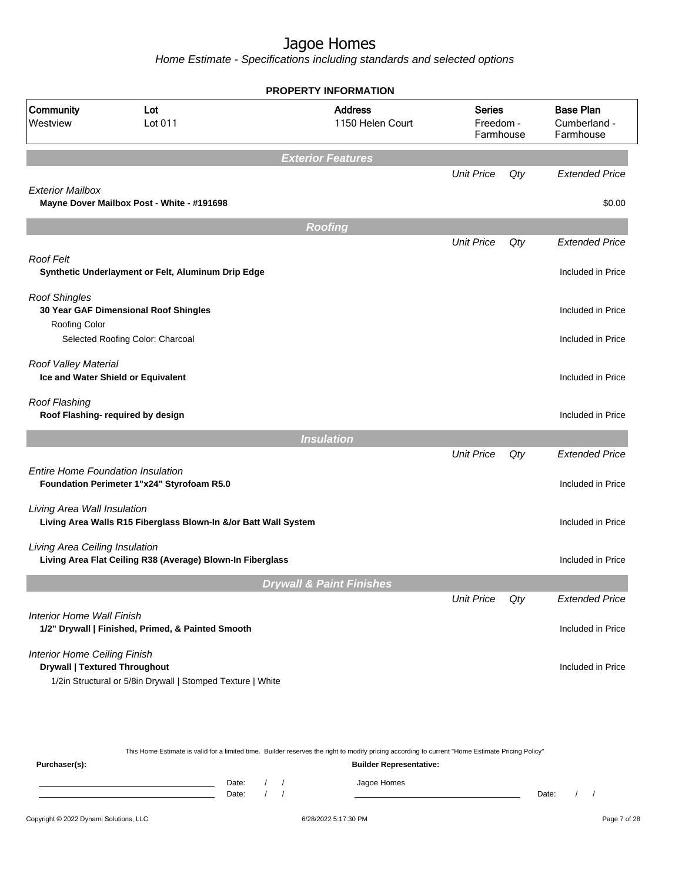# Jagoe Homes

*Home Estimate - Specifications including standards and selected options*

## PROPERTY INFORMATION

| Community | Lot | Address | Series | Base Plan |
|---|---|---|---|---|
| Westview | Lot 011 | 1150 Helen Court | Freedom - Farmhouse | Cumberland - Farmhouse |

## Exterior Features

| | Unit Price | Qty | Extended Price |
|---|---|---|---|
| *Exterior Mailbox* | | | |
| **Mayne Dover Mailbox Post - White - #191698** | | | $0.00 |

## Roofing

| | Unit Price | Qty | Extended Price |
|---|---|---|---|
| *Roof Felt* | | | |
| **Synthetic Underlayment or Felt, Aluminum Drip Edge** | | | Included in Price |
| *Roof Shingles* | | | |
| **30 Year GAF Dimensional Roof Shingles** | | | Included in Price |
| Roofing Color | | | |
| Selected Roofing Color: Charcoal | | | Included in Price |
| *Roof Valley Material* | | | |
| **Ice and Water Shield or Equivalent** | | | Included in Price |
| *Roof Flashing* | | | |
| **Roof Flashing- required by design** | | | Included in Price |

## Insulation

| | Unit Price | Qty | Extended Price |
|---|---|---|---|
| *Entire Home Foundation Insulation* | | | |
| **Foundation Perimeter 1"x24" Styrofoam R5.0** | | | Included in Price |
| *Living Area Wall Insulation* | | | |
| **Living Area Walls R15 Fiberglass Blown-In &/or Batt Wall System** | | | Included in Price |
| *Living Area Ceiling Insulation* | | | |
| **Living Area Flat Ceiling R38 (Average) Blown-In Fiberglass** | | | Included in Price |

## Drywall & Paint Finishes

| | Unit Price | Qty | Extended Price |
|---|---|---|---|
| *Interior Home Wall Finish* | | | |
| **1/2" Drywall \| Finished, Primed, & Painted Smooth** | | | Included in Price |
| *Interior Home Ceiling Finish* | | | |
| **Drywall \| Textured Throughout** | | | Included in Price |
| 1/2in Structural or 5/8in Drywall \| Stomped Texture \| White | | | |

This Home Estimate is valid for a limited time. Builder reserves the right to modify pricing according to current "Home Estimate Pricing Policy"

**Purchaser(s):**

Date: / /

Date: / /

**Builder Representative:**

Jagoe Homes

Date: / /

Copyright © 2022 Dynami Solutions, LLC — 6/28/2022 5:17:30 PM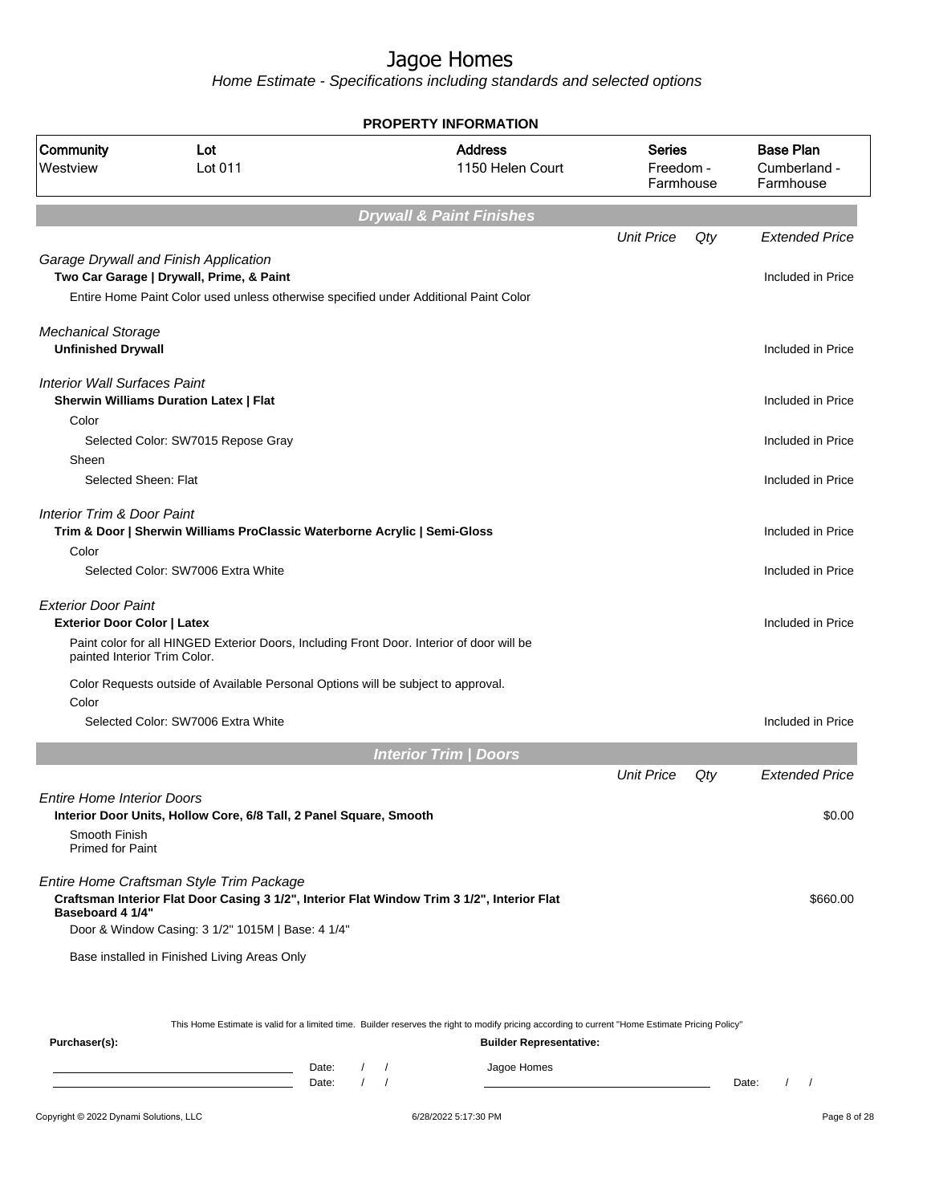# Jagoe Homes

*Home Estimate - Specifications including standards and selected options*

## PROPERTY INFORMATION

| Community | Lot | Address | Series | Base Plan |
|---|---|---|---|---|
| Westview | Lot 011 | 1150 Helen Court | Freedom - Farmhouse | Cumberland - Farmhouse |

## Drywall & Paint Finishes

| | Unit Price | Qty | Extended Price |
|---|---|---|---|
| *Garage Drywall and Finish Application* | | | |
| **Two Car Garage \| Drywall, Prime, & Paint** | | | Included in Price |
| Entire Home Paint Color used unless otherwise specified under Additional Paint Color | | | |
| *Mechanical Storage* | | | |
| **Unfinished Drywall** | | | Included in Price |
| *Interior Wall Surfaces Paint* | | | |
| **Sherwin Williams Duration Latex \| Flat** | | | Included in Price |
| Color | | | |
| Selected Color: SW7015 Repose Gray | | | Included in Price |
| Sheen | | | |
| Selected Sheen: Flat | | | Included in Price |
| *Interior Trim & Door Paint* | | | |
| **Trim & Door \| Sherwin Williams ProClassic Waterborne Acrylic \| Semi-Gloss** | | | Included in Price |
| Color | | | |
| Selected Color: SW7006 Extra White | | | Included in Price |
| *Exterior Door Paint* | | | |
| **Exterior Door Color \| Latex** | | | Included in Price |
| Paint color for all HINGED Exterior Doors, Including Front Door. Interior of door will be painted Interior Trim Color. | | | |
| Color Requests outside of Available Personal Options will be subject to approval. | | | |
| Color | | | |
| Selected Color: SW7006 Extra White | | | Included in Price |

## Interior Trim | Doors

| | Unit Price | Qty | Extended Price |
|---|---|---|---|
| *Entire Home Interior Doors* | | | |
| **Interior Door Units, Hollow Core, 6/8 Tall, 2 Panel Square, Smooth** | | | $0.00 |
| Smooth Finish<br>Primed for Paint | | | |
| *Entire Home Craftsman Style Trim Package* | | | |
| **Craftsman Interior Flat Door Casing 3 1/2", Interior Flat Window Trim 3 1/2", Interior Flat Baseboard 4 1/4"** | | | $660.00 |
| Door & Window Casing: 3 1/2" 1015M \| Base: 4 1/4" | | | |
| Base installed in Finished Living Areas Only | | | |

This Home Estimate is valid for a limited time. Builder reserves the right to modify pricing according to current "Home Estimate Pricing Policy"

**Purchaser(s):** Date: / / Date: / /

**Builder Representative:** Jagoe Homes Date: / /

Copyright © 2022 Dynami Solutions, LLC 6/28/2022 5:17:30 PM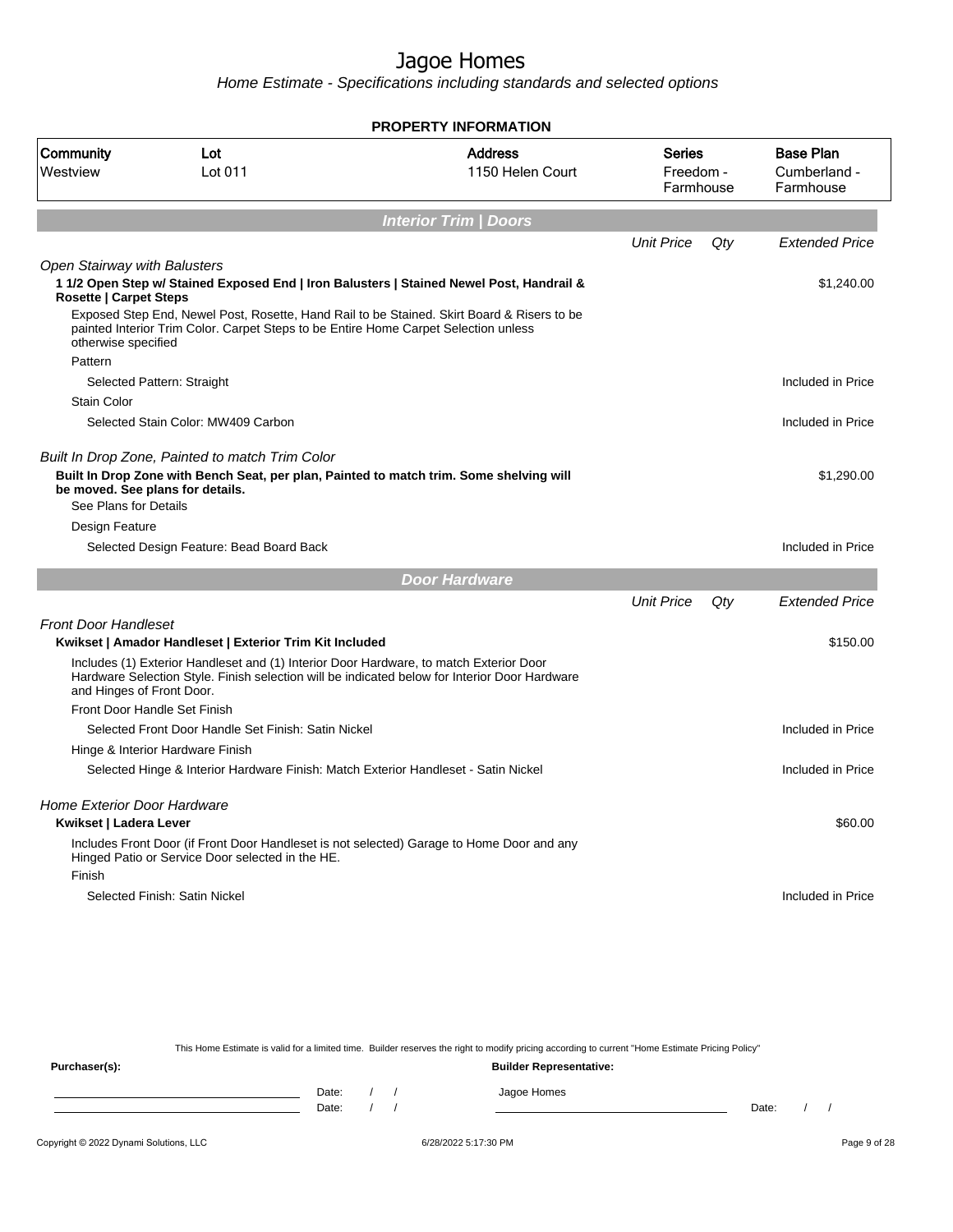# Jagoe Homes

*Home Estimate - Specifications including standards and selected options*

**PROPERTY INFORMATION**

| Community | Lot | Address | Series | Base Plan |
|---|---|---|---|---|
| Westview | Lot 011 | 1150 Helen Court | Freedom - Farmhouse | Cumberland - Farmhouse |

## Interior Trim | Doors

| | Unit Price | Qty | Extended Price |
|---|---|---|---|
| *Open Stairway with Balusters* | | | |
| **1 1/2 Open Step w/ Stained Exposed End \| Iron Balusters \| Stained Newel Post, Handrail & Rosette \| Carpet Steps** | | | $1,240.00 |
| Exposed Step End, Newel Post, Rosette, Hand Rail to be Stained. Skirt Board & Risers to be painted Interior Trim Color. Carpet Steps to be Entire Home Carpet Selection unless otherwise specified | | | |
| Pattern | | | |
| Selected Pattern: Straight | | | Included in Price |
| Stain Color | | | |
| Selected Stain Color: MW409 Carbon | | | Included in Price |
| *Built In Drop Zone, Painted to match Trim Color* | | | |
| **Built In Drop Zone with Bench Seat, per plan, Painted to match trim. Some shelving will be moved. See plans for details.** | | | $1,290.00 |
| See Plans for Details | | | |
| Design Feature | | | |
| Selected Design Feature: Bead Board Back | | | Included in Price |

## Door Hardware

| | Unit Price | Qty | Extended Price |
|---|---|---|---|
| *Front Door Handleset* | | | |
| **Kwikset \| Amador Handleset \| Exterior Trim Kit Included** | | | $150.00 |
| Includes (1) Exterior Handleset and (1) Interior Door Hardware, to match Exterior Door Hardware Selection Style. Finish selection will be indicated below for Interior Door Hardware and Hinges of Front Door. | | | |
| Front Door Handle Set Finish | | | |
| Selected Front Door Handle Set Finish: Satin Nickel | | | Included in Price |
| Hinge & Interior Hardware Finish | | | |
| Selected Hinge & Interior Hardware Finish: Match Exterior Handleset - Satin Nickel | | | Included in Price |
| *Home Exterior Door Hardware* | | | |
| **Kwikset \| Ladera Lever** | | | $60.00 |
| Includes Front Door (if Front Door Handleset is not selected) Garage to Home Door and any Hinged Patio or Service Door selected in the HE. | | | |
| Finish | | | |
| Selected Finish: Satin Nickel | | | Included in Price |

This Home Estimate is valid for a limited time. Builder reserves the right to modify pricing according to current "Home Estimate Pricing Policy"

**Purchaser(s):** **Builder Representative:**

Date: / /
Date: / /

Jagoe Homes

Date: / /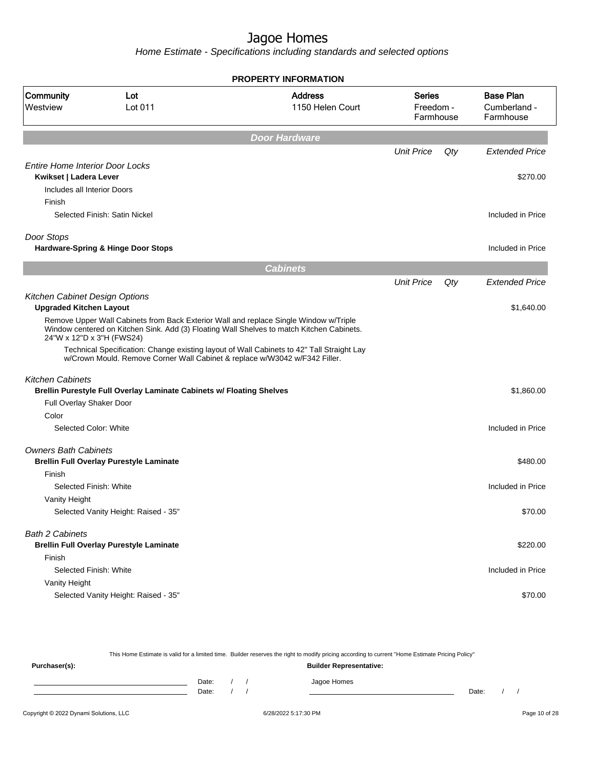# Jagoe Homes

*Home Estimate - Specifications including standards and selected options*

**PROPERTY INFORMATION**

| Community | Lot | Address | Series | Base Plan |
|---|---|---|---|---|
| Westview | Lot 011 | 1150 Helen Court | Freedom - Farmhouse | Cumberland - Farmhouse |

## Door Hardware

| | Unit Price | Qty | Extended Price |
|---|---|---|---|
| *Entire Home Interior Door Locks* | | | |
| **Kwikset \| Ladera Lever** | | | $270.00 |
| Includes all Interior Doors | | | |
| Finish | | | |
| Selected Finish: Satin Nickel | | | Included in Price |
| *Door Stops* | | | |
| **Hardware-Spring & Hinge Door Stops** | | | Included in Price |

## Cabinets

| | Unit Price | Qty | Extended Price |
|---|---|---|---|
| *Kitchen Cabinet Design Options* | | | |
| **Upgraded Kitchen Layout** | | | $1,640.00 |
| Remove Upper Wall Cabinets from Back Exterior Wall and replace Single Window w/Triple Window centered on Kitchen Sink. Add (3) Floating Wall Shelves to match Kitchen Cabinets. 24"W x 12"D x 3"H (FWS24) | | | |
| Technical Specification: Change existing layout of Wall Cabinets to 42" Tall Straight Lay w/Crown Mould. Remove Corner Wall Cabinet & replace w/W3042 w/F342 Filler. | | | |
| *Kitchen Cabinets* | | | |
| **Brellin Purestyle Full Overlay Laminate Cabinets w/ Floating Shelves** | | | $1,860.00 |
| Full Overlay Shaker Door | | | |
| Color | | | |
| Selected Color: White | | | Included in Price |
| *Owners Bath Cabinets* | | | |
| **Brellin Full Overlay Purestyle Laminate** | | | $480.00 |
| Finish | | | |
| Selected Finish: White | | | Included in Price |
| Vanity Height | | | |
| Selected Vanity Height: Raised - 35" | | | $70.00 |
| *Bath 2 Cabinets* | | | |
| **Brellin Full Overlay Purestyle Laminate** | | | $220.00 |
| Finish | | | |
| Selected Finish: White | | | Included in Price |
| Vanity Height | | | |
| Selected Vanity Height: Raised - 35" | | | $70.00 |

This Home Estimate is valid for a limited time. Builder reserves the right to modify pricing according to current "Home Estimate Pricing Policy"

**Purchaser(s):** Date: / / Date: / /

**Builder Representative:** Jagoe Homes Date: / /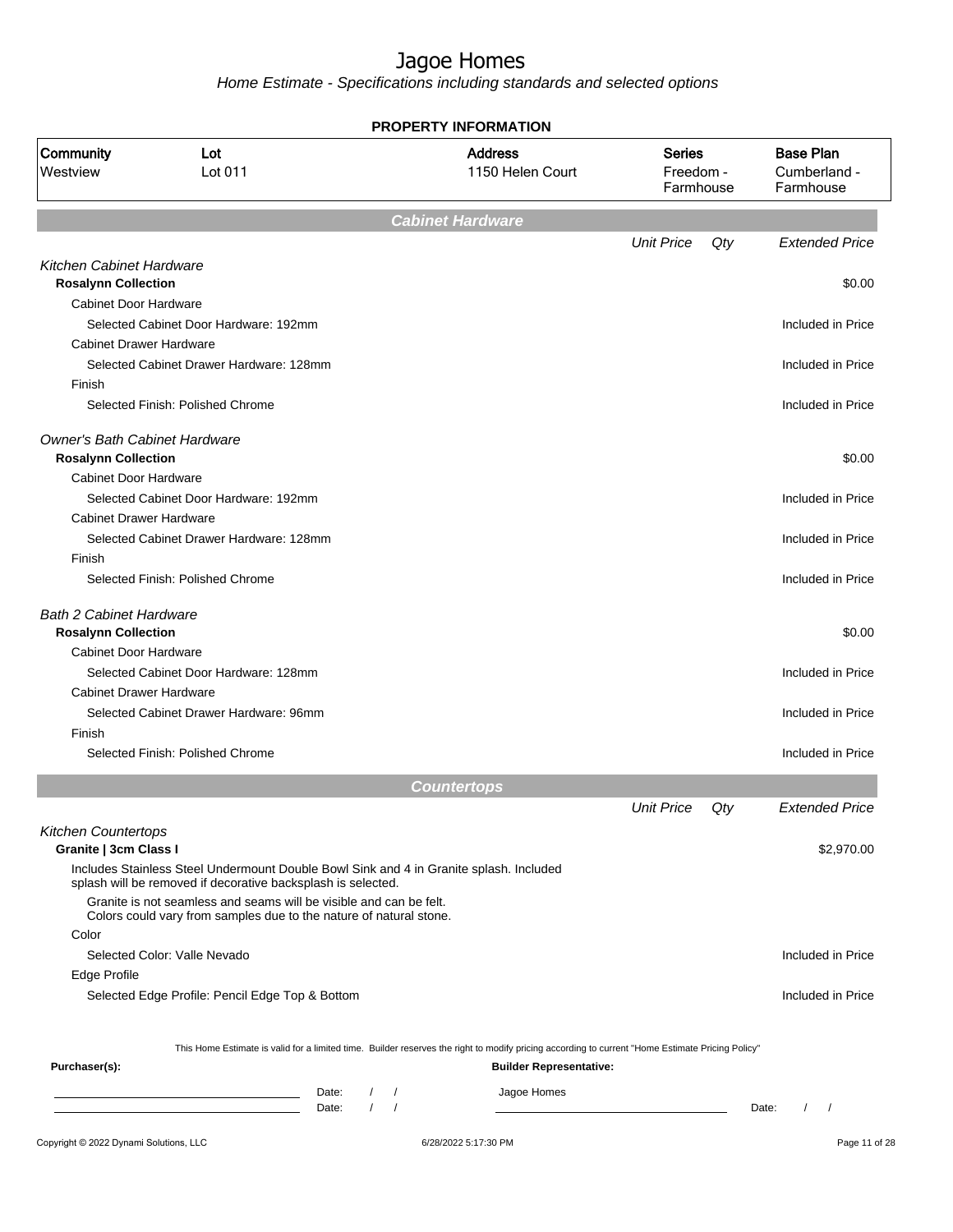# Jagoe Homes

*Home Estimate - Specifications including standards and selected options*

**PROPERTY INFORMATION**

| Community | Lot | Address | Series | Base Plan |
|---|---|---|---|---|
| Westview | Lot 011 | 1150 Helen Court | Freedom - Farmhouse | Cumberland - Farmhouse |

## Cabinet Hardware

| | Unit Price | Qty | Extended Price |
|---|---|---|---|
| *Kitchen Cabinet Hardware* | | | |
| **Rosalynn Collection** | | | $0.00 |
| Cabinet Door Hardware | | | |
| Selected Cabinet Door Hardware: 192mm | | | Included in Price |
| Cabinet Drawer Hardware | | | |
| Selected Cabinet Drawer Hardware: 128mm | | | Included in Price |
| Finish | | | |
| Selected Finish: Polished Chrome | | | Included in Price |
| *Owner's Bath Cabinet Hardware* | | | |
| **Rosalynn Collection** | | | $0.00 |
| Cabinet Door Hardware | | | |
| Selected Cabinet Door Hardware: 192mm | | | Included in Price |
| Cabinet Drawer Hardware | | | |
| Selected Cabinet Drawer Hardware: 128mm | | | Included in Price |
| Finish | | | |
| Selected Finish: Polished Chrome | | | Included in Price |
| *Bath 2 Cabinet Hardware* | | | |
| **Rosalynn Collection** | | | $0.00 |
| Cabinet Door Hardware | | | |
| Selected Cabinet Door Hardware: 128mm | | | Included in Price |
| Cabinet Drawer Hardware | | | |
| Selected Cabinet Drawer Hardware: 96mm | | | Included in Price |
| Finish | | | |
| Selected Finish: Polished Chrome | | | Included in Price |

## Countertops

| | Unit Price | Qty | Extended Price |
|---|---|---|---|
| *Kitchen Countertops* | | | |
| **Granite \| 3cm Class I** | | | $2,970.00 |
| Includes Stainless Steel Undermount Double Bowl Sink and 4 in Granite splash. Included splash will be removed if decorative backsplash is selected. | | | |
| Granite is not seamless and seams will be visible and can be felt. Colors could vary from samples due to the nature of natural stone. | | | |
| Color | | | |
| Selected Color: Valle Nevado | | | Included in Price |
| Edge Profile | | | |
| Selected Edge Profile: Pencil Edge Top & Bottom | | | Included in Price |

This Home Estimate is valid for a limited time. Builder reserves the right to modify pricing according to current "Home Estimate Pricing Policy"

**Purchaser(s):**

______________________ Date: / /

______________________ Date: / /

**Builder Representative:**

Jagoe Homes

______________________ Date: / /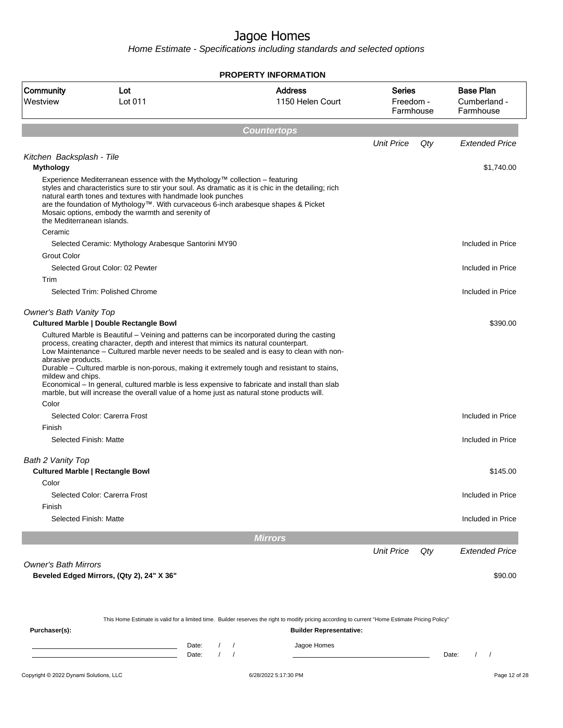# Jagoe Homes

*Home Estimate - Specifications including standards and selected options*

**PROPERTY INFORMATION**

| Community | Lot | Address | Series | Base Plan |
|---|---|---|---|---|
| Westview | Lot 011 | 1150 Helen Court | Freedom - Farmhouse | Cumberland - Farmhouse |

## Countertops

| | Unit Price | Qty | Extended Price |
|---|---|---|---|
| *Kitchen Backsplash - Tile* | | | |
| **Mythology** | | | $1,740.00 |
| Experience Mediterranean essence with the Mythology™ collection – featuring styles and characteristics sure to stir your soul. As dramatic as it is chic in the detailing; rich natural earth tones and textures with handmade look punches are the foundation of Mythology™. With curvaceous 6-inch arabesque shapes & Picket Mosaic options, embody the warmth and serenity of the Mediterranean islands. | | | |
| Ceramic | | | |
| Selected Ceramic: Mythology Arabesque Santorini MY90 | | | Included in Price |
| Grout Color | | | |
| Selected Grout Color: 02 Pewter | | | Included in Price |
| Trim | | | |
| Selected Trim: Polished Chrome | | | Included in Price |
| *Owner's Bath Vanity Top* | | | |
| **Cultured Marble \| Double Rectangle Bowl** | | | $390.00 |
| Cultured Marble is Beautiful – Veining and patterns can be incorporated during the casting process, creating character, depth and interest that mimics its natural counterpart. Low Maintenance – Cultured marble never needs to be sealed and is easy to clean with non-abrasive products. Durable – Cultured marble is non-porous, making it extremely tough and resistant to stains, mildew and chips. Economical – In general, cultured marble is less expensive to fabricate and install than slab marble, but will increase the overall value of a home just as natural stone products will. | | | |
| Color | | | |
| Selected Color: Carerra Frost | | | Included in Price |
| Finish | | | |
| Selected Finish: Matte | | | Included in Price |
| *Bath 2 Vanity Top* | | | |
| **Cultured Marble \| Rectangle Bowl** | | | $145.00 |
| Color | | | |
| Selected Color: Carerra Frost | | | Included in Price |
| Finish | | | |
| Selected Finish: Matte | | | Included in Price |

## Mirrors

| | Unit Price | Qty | Extended Price |
|---|---|---|---|
| *Owner's Bath Mirrors* | | | |
| **Beveled Edged Mirrors, (Qty 2), 24" X 36"** | | | $90.00 |

This Home Estimate is valid for a limited time. Builder reserves the right to modify pricing according to current "Home Estimate Pricing Policy"

**Purchaser(s):**

\_\_\_\_\_\_\_\_\_\_\_\_\_\_\_\_\_\_\_\_ Date: / /

\_\_\_\_\_\_\_\_\_\_\_\_\_\_\_\_\_\_\_\_ Date: / /

**Builder Representative:**

Jagoe Homes

\_\_\_\_\_\_\_\_\_\_\_\_\_\_\_\_\_\_\_\_ Date: / /

Copyright © 2022 Dynami Solutions, LLC — 6/28/2022 5:17:30 PM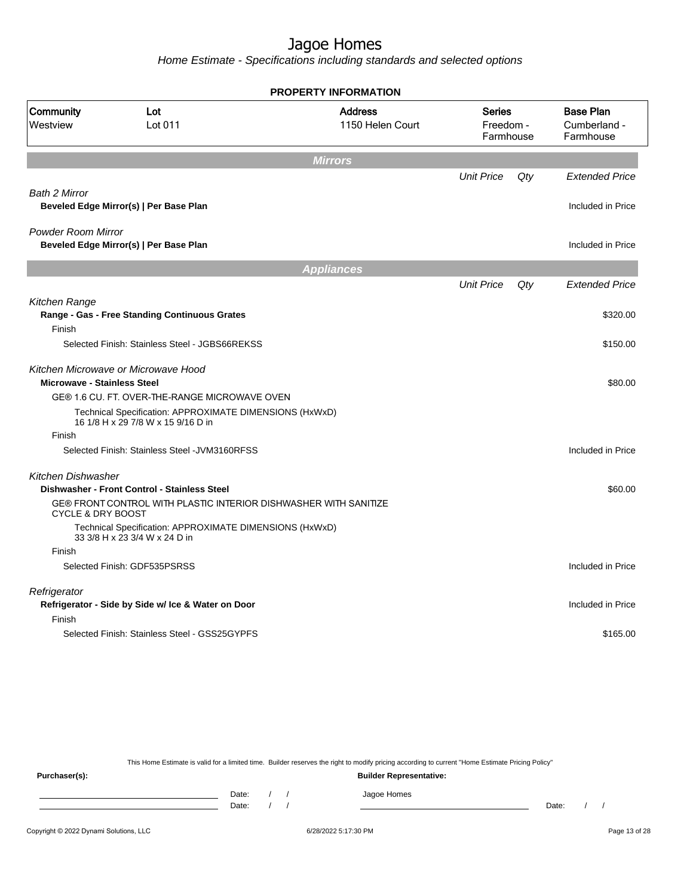# Jagoe Homes

*Home Estimate - Specifications including standards and selected options*

**PROPERTY INFORMATION**

| Community | Lot | Address | Series | Base Plan |
|---|---|---|---|---|
| Westview | Lot 011 | 1150 Helen Court | Freedom - Farmhouse | Cumberland - Farmhouse |

## Mirrors

| | Unit Price | Qty | Extended Price |
|---|---|---|---|
| *Bath 2 Mirror* | | | |
| **Beveled Edge Mirror(s) \| Per Base Plan** | | | Included in Price |
| *Powder Room Mirror* | | | |
| **Beveled Edge Mirror(s) \| Per Base Plan** | | | Included in Price |

## Appliances

| | Unit Price | Qty | Extended Price |
|---|---|---|---|
| *Kitchen Range* | | | |
| **Range - Gas - Free Standing Continuous Grates** | | | $320.00 |
| Finish | | | |
| Selected Finish: Stainless Steel - JGBS66REKSS | | | $150.00 |
| *Kitchen Microwave or Microwave Hood* | | | |
| **Microwave - Stainless Steel** | | | $80.00 |
| GE® 1.6 CU. FT. OVER-THE-RANGE MICROWAVE OVEN | | | |
| Technical Specification: APPROXIMATE DIMENSIONS (HxWxD) 16 1/8 H x 29 7/8 W x 15 9/16 D in | | | |
| Finish | | | |
| Selected Finish: Stainless Steel -JVM3160RFSS | | | Included in Price |
| *Kitchen Dishwasher* | | | |
| **Dishwasher - Front Control - Stainless Steel** | | | $60.00 |
| GE® FRONT CONTROL WITH PLASTIC INTERIOR DISHWASHER WITH SANITIZE CYCLE & DRY BOOST | | | |
| Technical Specification: APPROXIMATE DIMENSIONS (HxWxD) 33 3/8 H x 23 3/4 W x 24 D in | | | |
| Finish | | | |
| Selected Finish: GDF535PSRSS | | | Included in Price |
| *Refrigerator* | | | |
| **Refrigerator - Side by Side w/ Ice & Water on Door** | | | Included in Price |
| Finish | | | |
| Selected Finish: Stainless Steel - GSS25GYPFS | | | $165.00 |

This Home Estimate is valid for a limited time. Builder reserves the right to modify pricing according to current "Home Estimate Pricing Policy"

**Purchaser(s):**

Date: / /

Date: / /

**Builder Representative:**

Jagoe Homes

Date: / /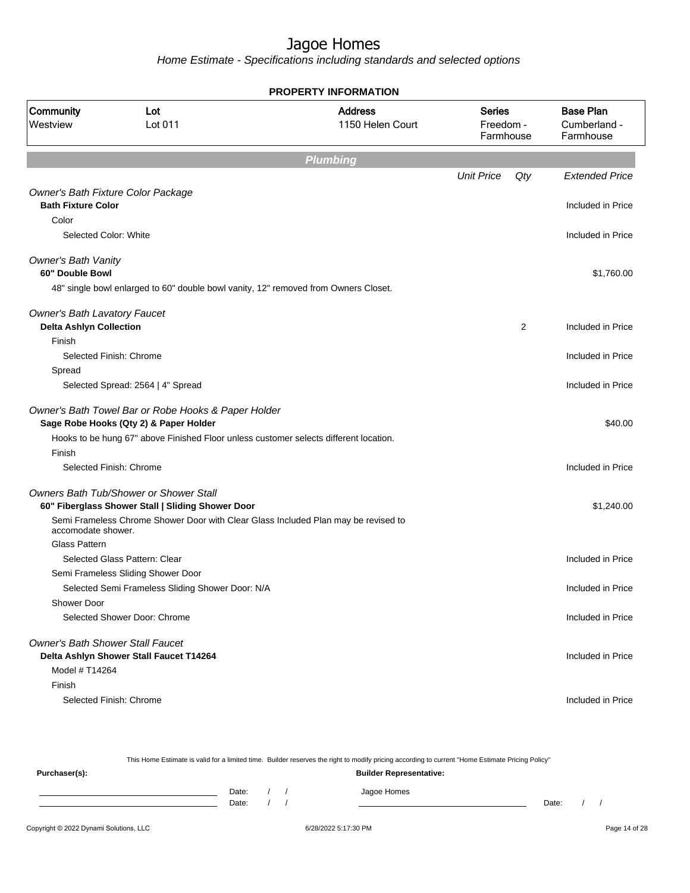# Jagoe Homes

*Home Estimate - Specifications including standards and selected options*

**PROPERTY INFORMATION**

| Community | Lot | Address | Series | Base Plan |
|---|---|---|---|---|
| Westview | Lot 011 | 1150 Helen Court | Freedom - Farmhouse | Cumberland - Farmhouse |

## *Plumbing*

| | Unit Price | Qty | Extended Price |
|---|---|---|---|
| *Owner's Bath Fixture Color Package* | | | |
| **Bath Fixture Color** | | | Included in Price |
| Color | | | |
| Selected Color: White | | | Included in Price |
| *Owner's Bath Vanity* | | | |
| **60" Double Bowl** | | | $1,760.00 |
| 48" single bowl enlarged to 60" double bowl vanity, 12" removed from Owners Closet. | | | |
| *Owner's Bath Lavatory Faucet* | | | |
| **Delta Ashlyn Collection** | | 2 | Included in Price |
| Finish | | | |
| Selected Finish: Chrome | | | Included in Price |
| Spread | | | |
| Selected Spread: 2564 \| 4" Spread | | | Included in Price |
| *Owner's Bath Towel Bar or Robe Hooks & Paper Holder* | | | |
| **Sage Robe Hooks (Qty 2) & Paper Holder** | | | $40.00 |
| Hooks to be hung 67" above Finished Floor unless customer selects different location. | | | |
| Finish | | | |
| Selected Finish: Chrome | | | Included in Price |
| *Owners Bath Tub/Shower or Shower Stall* | | | |
| **60" Fiberglass Shower Stall \| Sliding Shower Door** | | | $1,240.00 |
| Semi Frameless Chrome Shower Door with Clear Glass Included Plan may be revised to accomodate shower. | | | |
| Glass Pattern | | | |
| Selected Glass Pattern: Clear | | | Included in Price |
| Semi Frameless Sliding Shower Door | | | |
| Selected Semi Frameless Sliding Shower Door: N/A | | | Included in Price |
| Shower Door | | | |
| Selected Shower Door: Chrome | | | Included in Price |
| *Owner's Bath Shower Stall Faucet* | | | |
| **Delta Ashlyn Shower Stall Faucet T14264** | | | Included in Price |
| Model # T14264 | | | |
| Finish | | | |
| Selected Finish: Chrome | | | Included in Price |

This Home Estimate is valid for a limited time. Builder reserves the right to modify pricing according to current "Home Estimate Pricing Policy"

**Purchaser(s):**

Date: / /

Date: / /

**Builder Representative:**

Jagoe Homes

Date: / /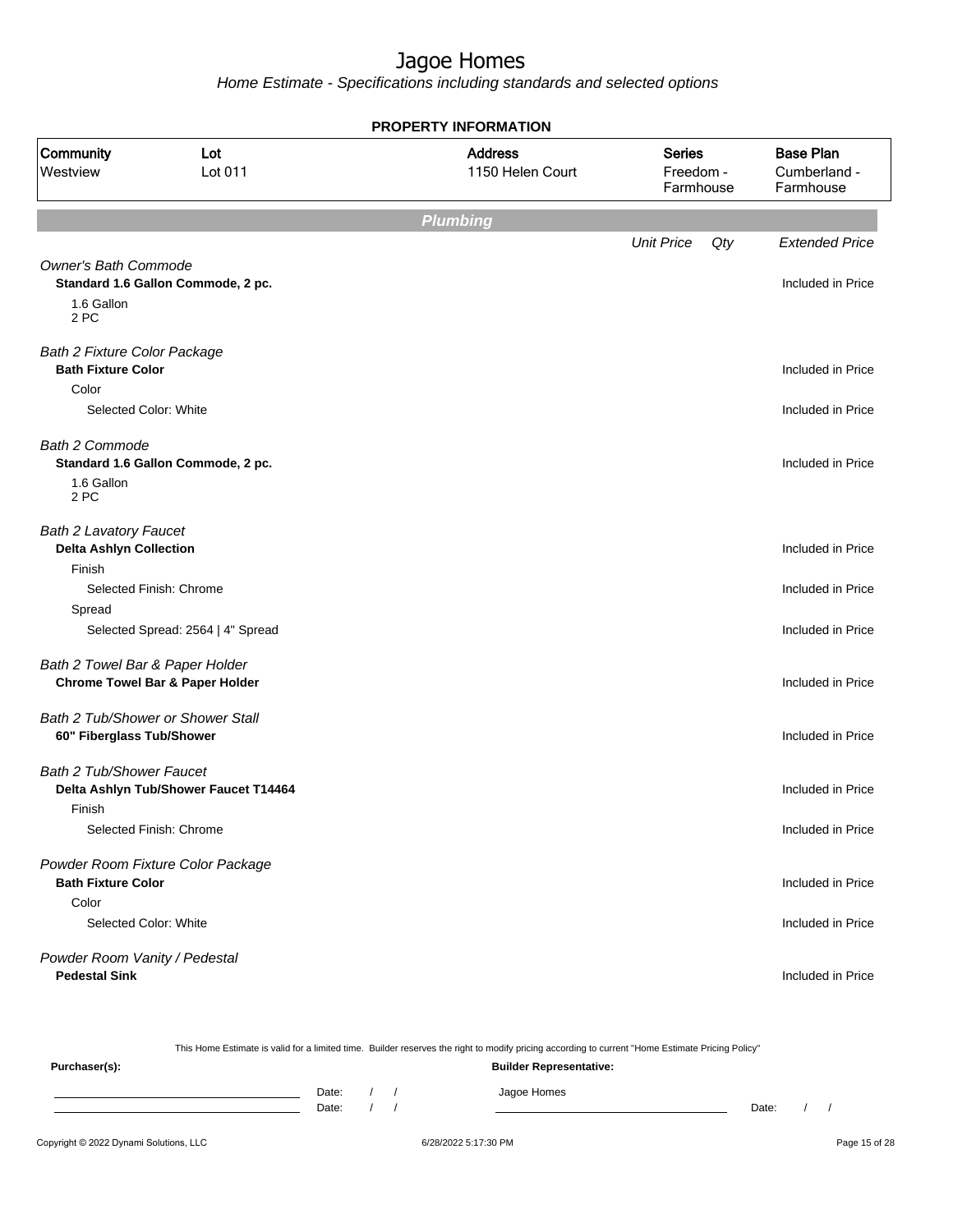# Jagoe Homes

*Home Estimate - Specifications including standards and selected options*

**PROPERTY INFORMATION**

| Community | Lot | Address | Series | Base Plan |
|---|---|---|---|---|
| Westview | Lot 011 | 1150 Helen Court | Freedom - Farmhouse | Cumberland - Farmhouse |

## Plumbing

| | Unit Price | Qty | Extended Price |
|---|---|---|---|
| *Owner's Bath Commode* | | | |
| **Standard 1.6 Gallon Commode, 2 pc.** | | | Included in Price |
| 1.6 Gallon<br>2 PC | | | |
| *Bath 2 Fixture Color Package* | | | |
| **Bath Fixture Color** | | | Included in Price |
| Color | | | |
| Selected Color: White | | | Included in Price |
| *Bath 2 Commode* | | | |
| **Standard 1.6 Gallon Commode, 2 pc.** | | | Included in Price |
| 1.6 Gallon<br>2 PC | | | |
| *Bath 2 Lavatory Faucet* | | | |
| **Delta Ashlyn Collection** | | | Included in Price |
| Finish | | | |
| Selected Finish: Chrome | | | Included in Price |
| Spread | | | |
| Selected Spread: 2564 \| 4" Spread | | | Included in Price |
| *Bath 2 Towel Bar & Paper Holder* | | | |
| **Chrome Towel Bar & Paper Holder** | | | Included in Price |
| *Bath 2 Tub/Shower or Shower Stall* | | | |
| **60" Fiberglass Tub/Shower** | | | Included in Price |
| *Bath 2 Tub/Shower Faucet* | | | |
| **Delta Ashlyn Tub/Shower Faucet T14464** | | | Included in Price |
| Finish | | | |
| Selected Finish: Chrome | | | Included in Price |
| *Powder Room Fixture Color Package* | | | |
| **Bath Fixture Color** | | | Included in Price |
| Color | | | |
| Selected Color: White | | | Included in Price |
| *Powder Room Vanity / Pedestal* | | | |
| **Pedestal Sink** | | | Included in Price |

This Home Estimate is valid for a limited time. Builder reserves the right to modify pricing according to current "Home Estimate Pricing Policy"

**Purchaser(s):**

Date: / /

Date: / /

**Builder Representative:**

Jagoe Homes

Date: / /

Copyright © 2022 Dynami Solutions, LLC

6/28/2022 5:17:30 PM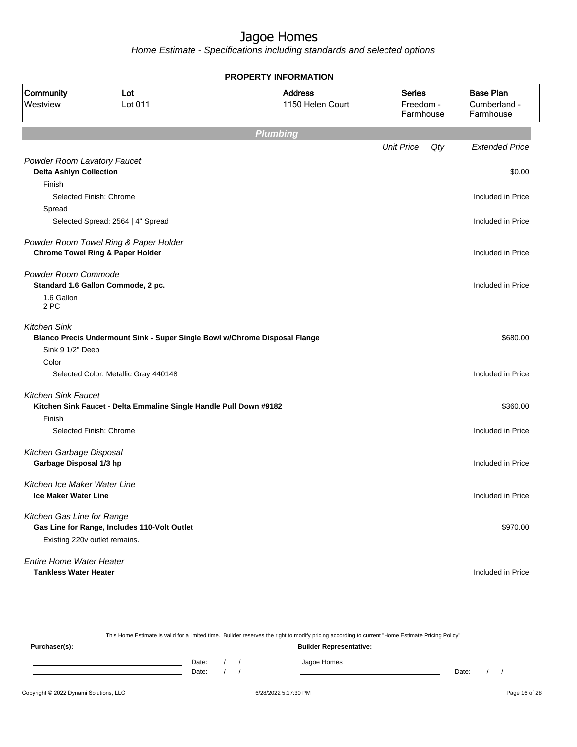# Jagoe Homes

*Home Estimate - Specifications including standards and selected options*

**PROPERTY INFORMATION**

| Community | Lot | Address | Series | Base Plan |
|---|---|---|---|---|
| Westview | Lot 011 | 1150 Helen Court | Freedom - Farmhouse | Cumberland - Farmhouse |

## Plumbing

| | Unit Price | Qty | Extended Price |
|---|---|---|---|
| *Powder Room Lavatory Faucet* | | | |
| **Delta Ashlyn Collection** | | | $0.00 |
| Finish | | | |
| Selected Finish: Chrome | | | Included in Price |
| Spread | | | |
| Selected Spread: 2564 \| 4" Spread | | | Included in Price |
| *Powder Room Towel Ring & Paper Holder* | | | |
| **Chrome Towel Ring & Paper Holder** | | | Included in Price |
| *Powder Room Commode* | | | |
| **Standard 1.6 Gallon Commode, 2 pc.** | | | Included in Price |
| 1.6 Gallon 2 PC | | | |
| *Kitchen Sink* | | | |
| **Blanco Precis Undermount Sink - Super Single Bowl w/Chrome Disposal Flange** | | | $680.00 |
| Sink 9 1/2" Deep | | | |
| Color | | | |
| Selected Color: Metallic Gray 440148 | | | Included in Price |
| *Kitchen Sink Faucet* | | | |
| **Kitchen Sink Faucet - Delta Emmaline Single Handle Pull Down #9182** | | | $360.00 |
| Finish | | | |
| Selected Finish: Chrome | | | Included in Price |
| *Kitchen Garbage Disposal* | | | |
| **Garbage Disposal 1/3 hp** | | | Included in Price |
| *Kitchen Ice Maker Water Line* | | | |
| **Ice Maker Water Line** | | | Included in Price |
| *Kitchen Gas Line for Range* | | | |
| **Gas Line for Range, Includes 110-Volt Outlet** | | | $970.00 |
| Existing 220v outlet remains. | | | |
| *Entire Home Water Heater* | | | |
| **Tankless Water Heater** | | | Included in Price |

This Home Estimate is valid for a limited time. Builder reserves the right to modify pricing according to current "Home Estimate Pricing Policy"

**Purchaser(s):** Date: / / Date: / /

**Builder Representative:** Jagoe Homes Date: / /

Copyright © 2022 Dynami Solutions, LLC 6/28/2022 5:17:30 PM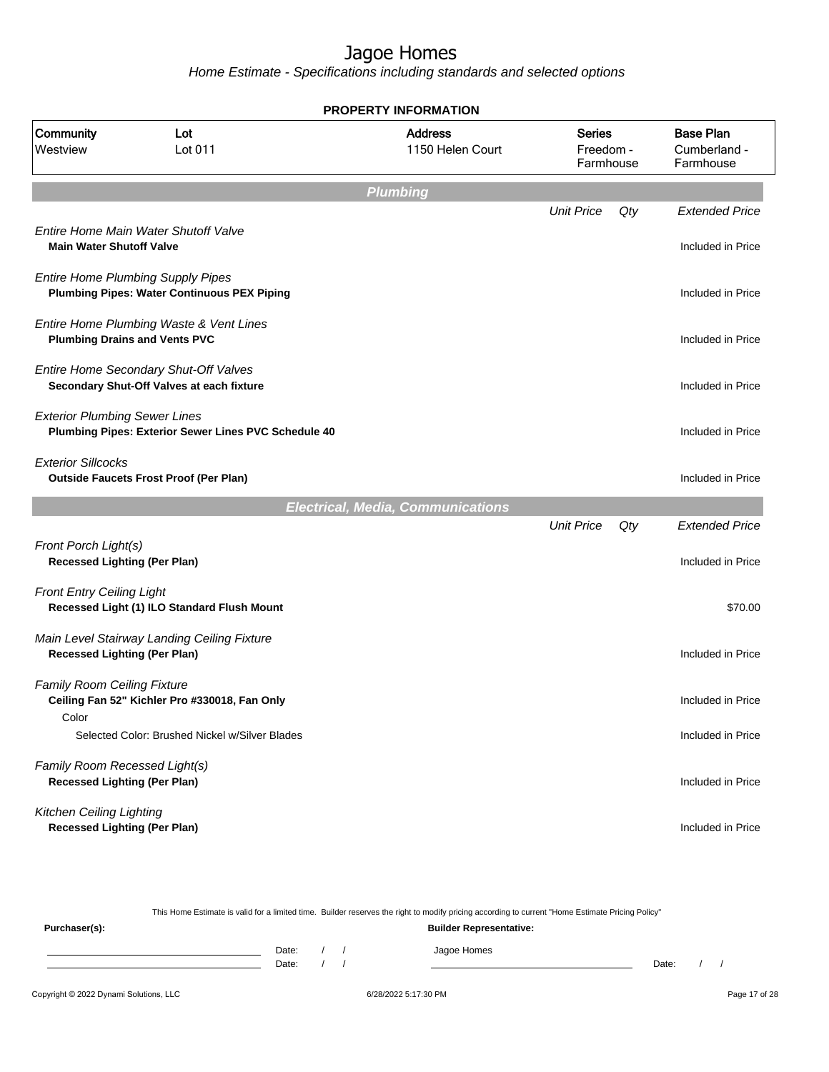# Jagoe Homes

*Home Estimate - Specifications including standards and selected options*

**PROPERTY INFORMATION**

| Community | Lot | Address | Series | Base Plan |
|---|---|---|---|---|
| Westview | Lot 011 | 1150 Helen Court | Freedom - Farmhouse | Cumberland - Farmhouse |

## Plumbing

| | Unit Price | Qty | Extended Price |
|---|---|---|---|
| *Entire Home Main Water Shutoff Valve* | | | |
| **Main Water Shutoff Valve** | | | Included in Price |
| *Entire Home Plumbing Supply Pipes* | | | |
| **Plumbing Pipes: Water Continuous PEX Piping** | | | Included in Price |
| *Entire Home Plumbing Waste & Vent Lines* | | | |
| **Plumbing Drains and Vents PVC** | | | Included in Price |
| *Entire Home Secondary Shut-Off Valves* | | | |
| **Secondary Shut-Off Valves at each fixture** | | | Included in Price |
| *Exterior Plumbing Sewer Lines* | | | |
| **Plumbing Pipes: Exterior Sewer Lines PVC Schedule 40** | | | Included in Price |
| *Exterior Sillcocks* | | | |
| **Outside Faucets Frost Proof (Per Plan)** | | | Included in Price |

## Electrical, Media, Communications

| | Unit Price | Qty | Extended Price |
|---|---|---|---|
| *Front Porch Light(s)* | | | |
| **Recessed Lighting (Per Plan)** | | | Included in Price |
| *Front Entry Ceiling Light* | | | |
| **Recessed Light (1) ILO Standard Flush Mount** | | | $70.00 |
| *Main Level Stairway Landing Ceiling Fixture* | | | |
| **Recessed Lighting (Per Plan)** | | | Included in Price |
| *Family Room Ceiling Fixture* | | | |
| **Ceiling Fan 52" Kichler Pro #330018, Fan Only** | | | Included in Price |
| Color | | | |
| Selected Color: Brushed Nickel w/Silver Blades | | | Included in Price |
| *Family Room Recessed Light(s)* | | | |
| **Recessed Lighting (Per Plan)** | | | Included in Price |
| *Kitchen Ceiling Lighting* | | | |
| **Recessed Lighting (Per Plan)** | | | Included in Price |

This Home Estimate is valid for a limited time. Builder reserves the right to modify pricing according to current "Home Estimate Pricing Policy"

**Purchaser(s):** Date: / / Date: / /

**Builder Representative:** Jagoe Homes Date: / /

Copyright © 2022 Dynami Solutions, LLC 6/28/2022 5:17:30 PM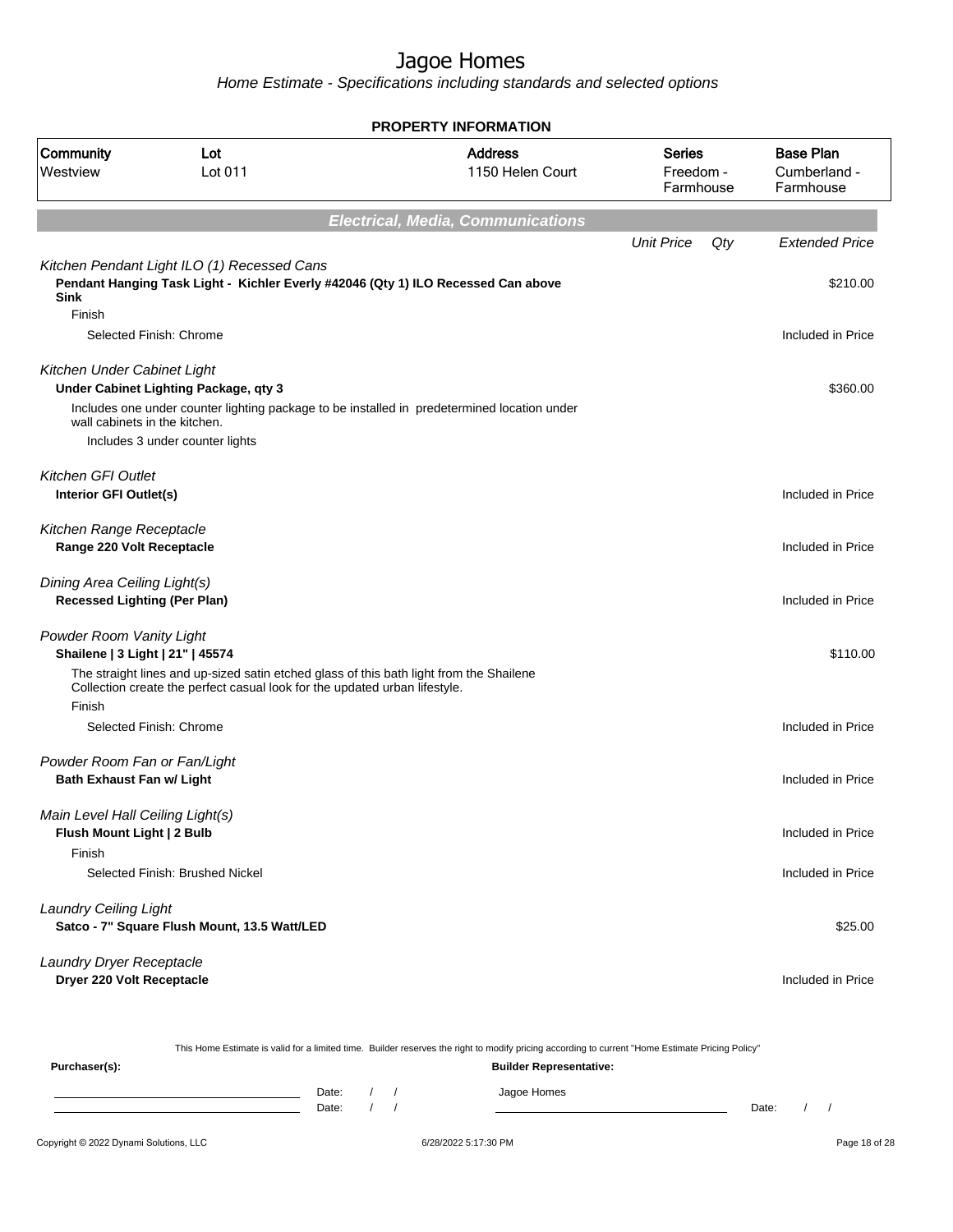# Jagoe Homes

*Home Estimate - Specifications including standards and selected options*

**PROPERTY INFORMATION**

| Community | Lot | Address | Series | Base Plan |
|---|---|---|---|---|
| Westview | Lot 011 | 1150 Helen Court | Freedom - Farmhouse | Cumberland - Farmhouse |

## Electrical, Media, Communications

| | Unit Price | Qty | Extended Price |
|---|---|---|---|
| *Kitchen Pendant Light ILO (1) Recessed Cans* | | | |
| **Pendant Hanging Task Light - Kichler Everly #42046 (Qty 1) ILO Recessed Can above Sink** | | | $210.00 |
| Finish | | | |
| Selected Finish: Chrome | | | Included in Price |
| *Kitchen Under Cabinet Light* | | | |
| **Under Cabinet Lighting Package, qty 3** | | | $360.00 |
| Includes one under counter lighting package to be installed in predetermined location under wall cabinets in the kitchen. | | | |
| Includes 3 under counter lights | | | |
| *Kitchen GFI Outlet* | | | |
| **Interior GFI Outlet(s)** | | | Included in Price |
| *Kitchen Range Receptacle* | | | |
| **Range 220 Volt Receptacle** | | | Included in Price |
| *Dining Area Ceiling Light(s)* | | | |
| **Recessed Lighting (Per Plan)** | | | Included in Price |
| *Powder Room Vanity Light* | | | |
| **Shailene \| 3 Light \| 21" \| 45574** | | | $110.00 |
| The straight lines and up-sized satin etched glass of this bath light from the Shailene Collection create the perfect casual look for the updated urban lifestyle. | | | |
| Finish | | | |
| Selected Finish: Chrome | | | Included in Price |
| *Powder Room Fan or Fan/Light* | | | |
| **Bath Exhaust Fan w/ Light** | | | Included in Price |
| *Main Level Hall Ceiling Light(s)* | | | |
| **Flush Mount Light \| 2 Bulb** | | | Included in Price |
| Finish | | | |
| Selected Finish: Brushed Nickel | | | Included in Price |
| *Laundry Ceiling Light* | | | |
| **Satco - 7" Square Flush Mount, 13.5 Watt/LED** | | | $25.00 |
| *Laundry Dryer Receptacle* | | | |
| **Dryer 220 Volt Receptacle** | | | Included in Price |

This Home Estimate is valid for a limited time. Builder reserves the right to modify pricing according to current "Home Estimate Pricing Policy"

**Purchaser(s):**

Date: / /

Date: / /

**Builder Representative:**

Jagoe Homes

Date: / /

Copyright © 2022 Dynami Solutions, LLC — 6/28/2022 5:17:30 PM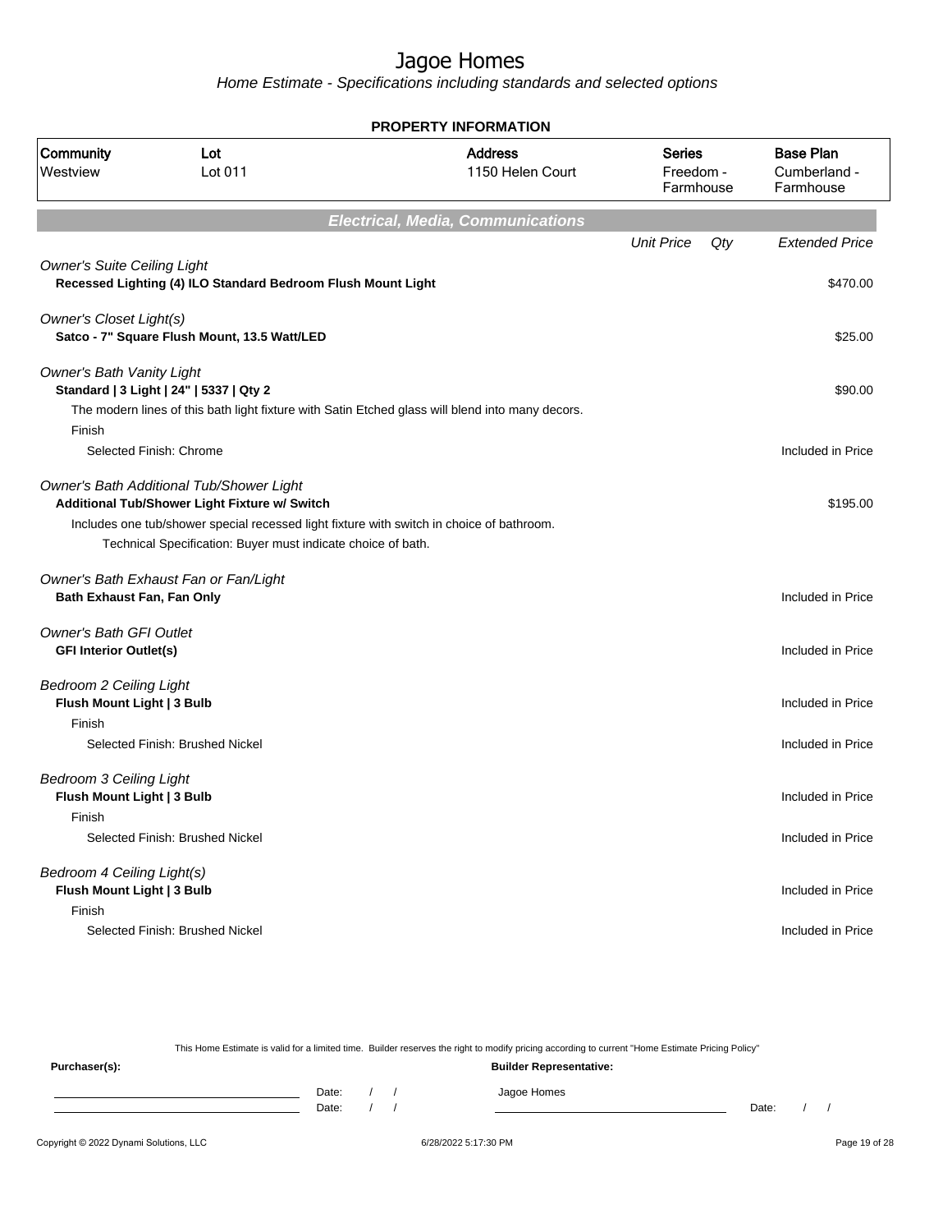# Jagoe Homes

*Home Estimate - Specifications including standards and selected options*

**PROPERTY INFORMATION**

| Community | Lot | Address | Series | Base Plan |
|---|---|---|---|---|
| Westview | Lot 011 | 1150 Helen Court | Freedom - Farmhouse | Cumberland - Farmhouse |

## Electrical, Media, Communications

| | Unit Price | Qty | Extended Price |
|---|---|---|---|
| *Owner's Suite Ceiling Light* | | | |
| **Recessed Lighting (4) ILO Standard Bedroom Flush Mount Light** | | | $470.00 |
| *Owner's Closet Light(s)* | | | |
| **Satco - 7" Square Flush Mount, 13.5 Watt/LED** | | | $25.00 |
| *Owner's Bath Vanity Light* | | | |
| **Standard \| 3 Light \| 24" \| 5337 \| Qty 2** | | | $90.00 |
| The modern lines of this bath light fixture with Satin Etched glass will blend into many decors. | | | |
| Finish | | | |
| Selected Finish: Chrome | | | Included in Price |
| *Owner's Bath Additional Tub/Shower Light* | | | |
| **Additional Tub/Shower Light Fixture w/ Switch** | | | $195.00 |
| Includes one tub/shower special recessed light fixture with switch in choice of bathroom. | | | |
| Technical Specification: Buyer must indicate choice of bath. | | | |
| *Owner's Bath Exhaust Fan or Fan/Light* | | | |
| **Bath Exhaust Fan, Fan Only** | | | Included in Price |
| *Owner's Bath GFI Outlet* | | | |
| **GFI Interior Outlet(s)** | | | Included in Price |
| *Bedroom 2 Ceiling Light* | | | |
| **Flush Mount Light \| 3 Bulb** | | | Included in Price |
| Finish | | | |
| Selected Finish: Brushed Nickel | | | Included in Price |
| *Bedroom 3 Ceiling Light* | | | |
| **Flush Mount Light \| 3 Bulb** | | | Included in Price |
| Finish | | | |
| Selected Finish: Brushed Nickel | | | Included in Price |
| *Bedroom 4 Ceiling Light(s)* | | | |
| **Flush Mount Light \| 3 Bulb** | | | Included in Price |
| Finish | | | |
| Selected Finish: Brushed Nickel | | | Included in Price |

This Home Estimate is valid for a limited time. Builder reserves the right to modify pricing according to current "Home Estimate Pricing Policy"

**Purchaser(s):**

Date: / /

Date: / /

**Builder Representative:**

Jagoe Homes

Date: / /

Copyright © 2022 Dynami Solutions, LLC — 6/28/2022 5:17:30 PM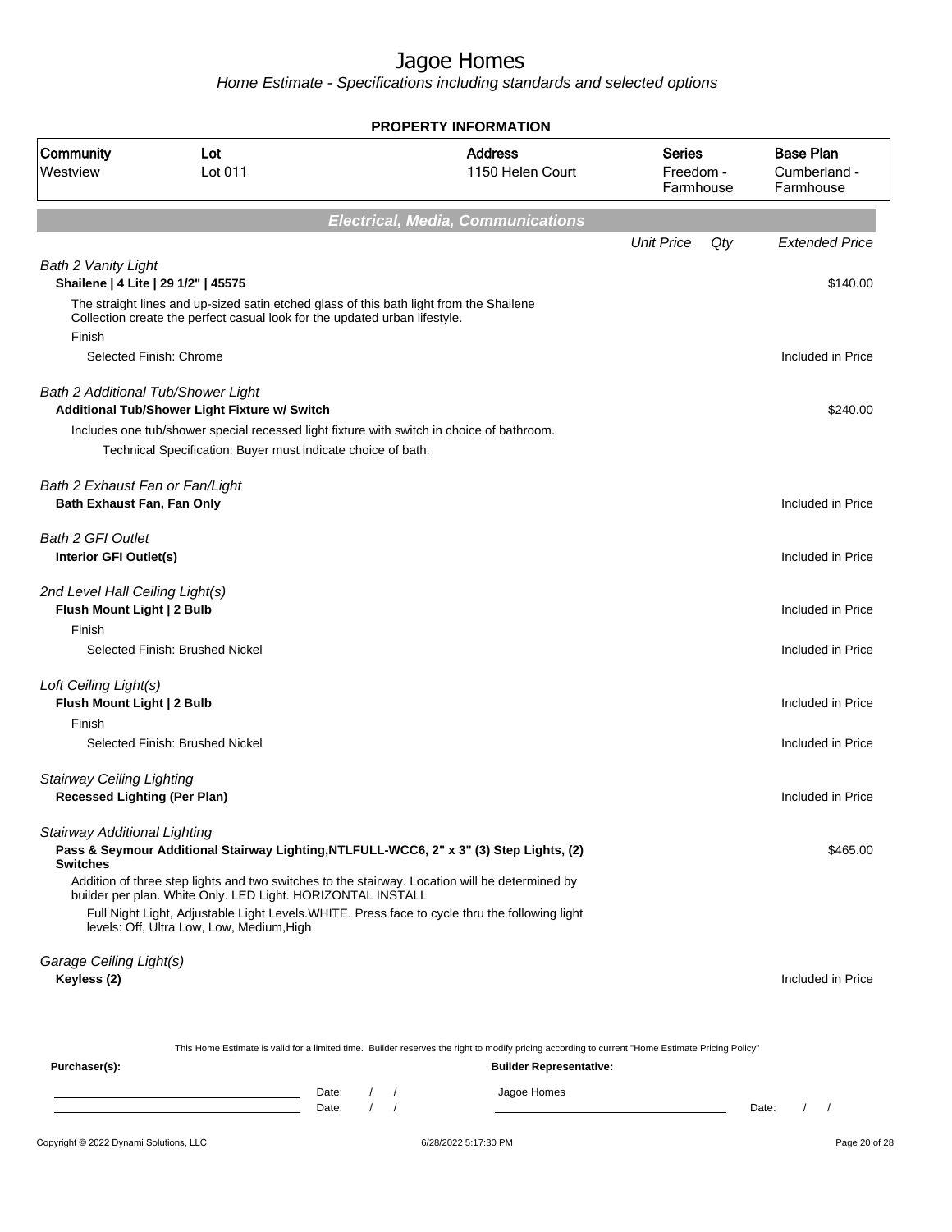# Jagoe Homes

Home Estimate - Specifications including standards and selected options

**PROPERTY INFORMATION**

| Community | Lot | Address | Series | Base Plan |
|---|---|---|---|---|
| Westview | Lot 011 | 1150 Helen Court | Freedom - Farmhouse | Cumberland - Farmhouse |

## Electrical, Media, Communications

| | Unit Price | Qty | Extended Price |
|---|---|---|---|
| *Bath 2 Vanity Light* | | | |
| **Shailene \| 4 Lite \| 29 1/2" \| 45575** | | | $140.00 |
| The straight lines and up-sized satin etched glass of this bath light from the Shailene Collection create the perfect casual look for the updated urban lifestyle. | | | |
| Finish | | | |
| Selected Finish: Chrome | | | Included in Price |
| *Bath 2 Additional Tub/Shower Light* | | | |
| **Additional Tub/Shower Light Fixture w/ Switch** | | | $240.00 |
| Includes one tub/shower special recessed light fixture with switch in choice of bathroom. | | | |
| Technical Specification: Buyer must indicate choice of bath. | | | |
| *Bath 2 Exhaust Fan or Fan/Light* | | | |
| **Bath Exhaust Fan, Fan Only** | | | Included in Price |
| *Bath 2 GFI Outlet* | | | |
| **Interior GFI Outlet(s)** | | | Included in Price |
| *2nd Level Hall Ceiling Light(s)* | | | |
| **Flush Mount Light \| 2 Bulb** | | | Included in Price |
| Finish | | | |
| Selected Finish: Brushed Nickel | | | Included in Price |
| *Loft Ceiling Light(s)* | | | |
| **Flush Mount Light \| 2 Bulb** | | | Included in Price |
| Finish | | | |
| Selected Finish: Brushed Nickel | | | Included in Price |
| *Stairway Ceiling Lighting* | | | |
| **Recessed Lighting (Per Plan)** | | | Included in Price |
| *Stairway Additional Lighting* | | | |
| **Pass & Seymour Additional Stairway Lighting,NTLFULL-WCC6, 2" x 3" (3) Step Lights, (2) Switches** | | | $465.00 |
| Addition of three step lights and two switches to the stairway. Location will be determined by builder per plan. White Only. LED Light. HORIZONTAL INSTALL | | | |
| Full Night Light, Adjustable Light Levels.WHITE. Press face to cycle thru the following light levels: Off, Ultra Low, Low, Medium,High | | | |
| *Garage Ceiling Light(s)* | | | |
| **Keyless (2)** | | | Included in Price |

This Home Estimate is valid for a limited time. Builder reserves the right to modify pricing according to current "Home Estimate Pricing Policy"

**Purchaser(s):** Date: / / Date: / /

**Builder Representative:** Jagoe Homes Date: / /

Copyright © 2022 Dynami Solutions, LLC 6/28/2022 5:17:30 PM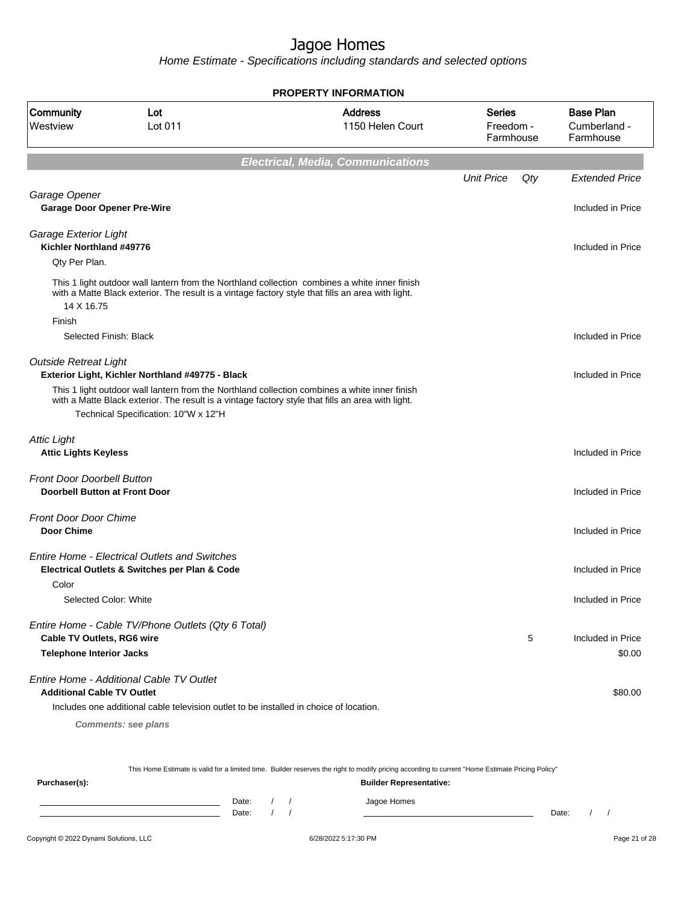# Jagoe Homes

Home Estimate - Specifications including standards and selected options

**PROPERTY INFORMATION**

| Community | Lot | Address | Series | Base Plan |
|---|---|---|---|---|
| Westview | Lot 011 | 1150 Helen Court | Freedom - Farmhouse | Cumberland - Farmhouse |

## Electrical, Media, Communications

| | Unit Price | Qty | Extended Price |
|---|---|---|---|
| *Garage Opener* | | | |
| **Garage Door Opener Pre-Wire** | | | Included in Price |
| *Garage Exterior Light* | | | |
| **Kichler Northland #49776** | | | Included in Price |
| Qty Per Plan. | | | |
| This 1 light outdoor wall lantern from the Northland collection combines a white inner finish with a Matte Black exterior. The result is a vintage factory style that fills an area with light. 14 X 16.75 | | | |
| Finish | | | |
| Selected Finish: Black | | | Included in Price |
| *Outside Retreat Light* | | | |
| **Exterior Light, Kichler Northland #49775 - Black** | | | Included in Price |
| This 1 light outdoor wall lantern from the Northland collection combines a white inner finish with a Matte Black exterior. The result is a vintage factory style that fills an area with light. Technical Specification: 10"W x 12"H | | | |
| *Attic Light* | | | |
| **Attic Lights Keyless** | | | Included in Price |
| *Front Door Doorbell Button* | | | |
| **Doorbell Button at Front Door** | | | Included in Price |
| *Front Door Door Chime* | | | |
| **Door Chime** | | | Included in Price |
| *Entire Home - Electrical Outlets and Switches* | | | |
| **Electrical Outlets & Switches per Plan & Code** | | | Included in Price |
| Color | | | |
| Selected Color: White | | | Included in Price |
| *Entire Home - Cable TV/Phone Outlets (Qty 6 Total)* | | | |
| **Cable TV Outlets, RG6 wire** | | 5 | Included in Price |
| **Telephone Interior Jacks** | | | $0.00 |
| *Entire Home - Additional Cable TV Outlet* | | | |
| **Additional Cable TV Outlet** | | | $80.00 |
| Includes one additional cable television outlet to be installed in choice of location. | | | |
| ***Comments: see plans*** | | | |

This Home Estimate is valid for a limited time. Builder reserves the right to modify pricing according to current "Home Estimate Pricing Policy"

**Purchaser(s):** Date: / / Date: / /

**Builder Representative:** Jagoe Homes Date: / /

Copyright © 2022 Dynami Solutions, LLC 6/28/2022 5:17:30 PM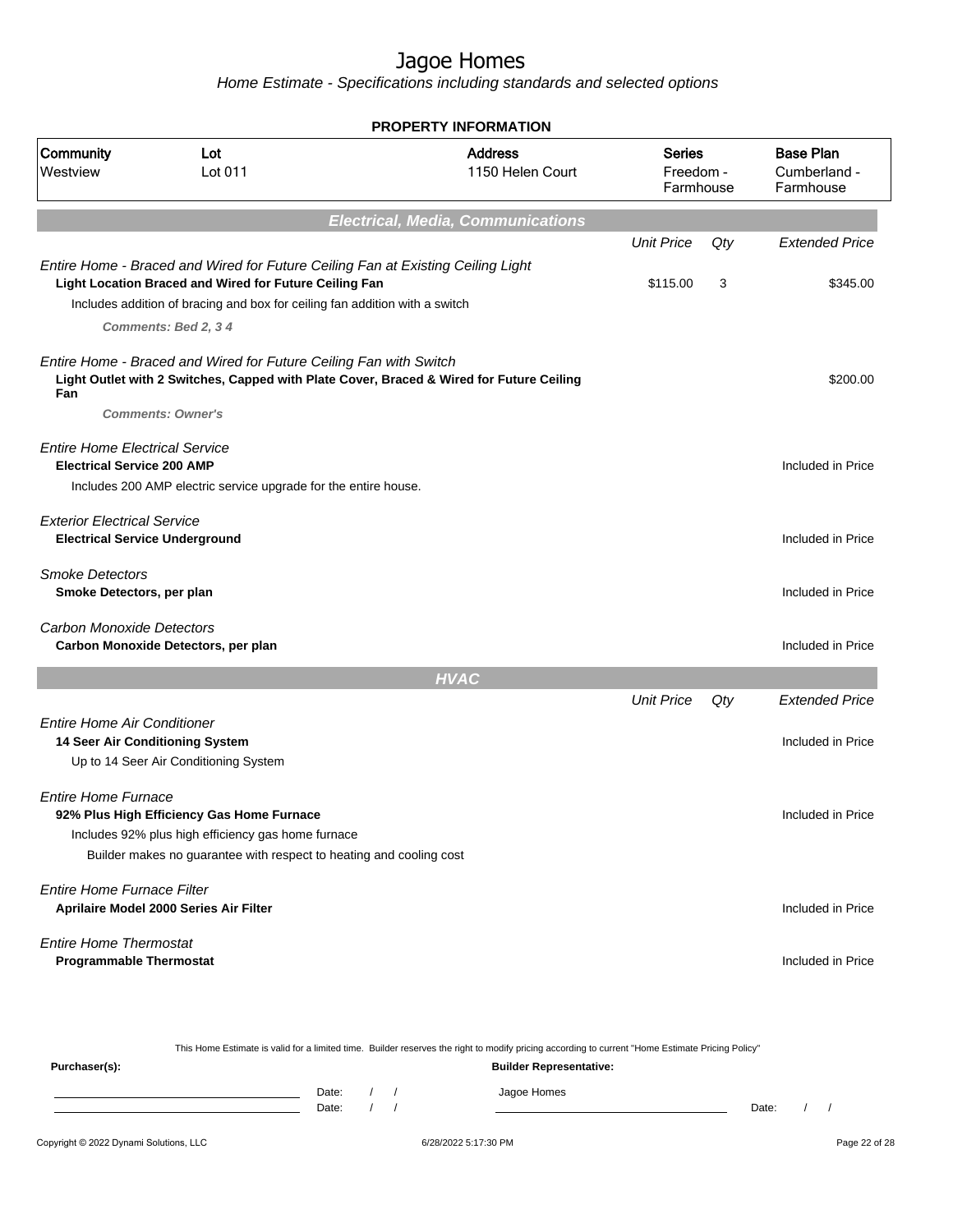# Jagoe Homes

*Home Estimate - Specifications including standards and selected options*

## PROPERTY INFORMATION

| Community | Lot | Address | Series | Base Plan |
|---|---|---|---|---|
| Westview | Lot 011 | 1150 Helen Court | Freedom - Farmhouse | Cumberland - Farmhouse |

## Electrical, Media, Communications

| | Unit Price | Qty | Extended Price |
|---|---|---|---|
| *Entire Home - Braced and Wired for Future Ceiling Fan at Existing Ceiling Light*<br>**Light Location Braced and Wired for Future Ceiling Fan**<br>Includes addition of bracing and box for ceiling fan addition with a switch<br>***Comments: Bed 2, 3 4*** | $115.00 | 3 | $345.00 |
| *Entire Home - Braced and Wired for Future Ceiling Fan with Switch*<br>**Light Outlet with 2 Switches, Capped with Plate Cover, Braced & Wired for Future Ceiling Fan**<br>***Comments: Owner's*** | | | $200.00 |
| *Entire Home Electrical Service*<br>**Electrical Service 200 AMP**<br>Includes 200 AMP electric service upgrade for the entire house. | | | Included in Price |
| *Exterior Electrical Service*<br>**Electrical Service Underground** | | | Included in Price |
| *Smoke Detectors*<br>**Smoke Detectors, per plan** | | | Included in Price |
| *Carbon Monoxide Detectors*<br>**Carbon Monoxide Detectors, per plan** | | | Included in Price |

## HVAC

| | Unit Price | Qty | Extended Price |
|---|---|---|---|
| *Entire Home Air Conditioner*<br>**14 Seer Air Conditioning System**<br>Up to 14 Seer Air Conditioning System | | | Included in Price |
| *Entire Home Furnace*<br>**92% Plus High Efficiency Gas Home Furnace**<br>Includes 92% plus high efficiency gas home furnace<br>Builder makes no guarantee with respect to heating and cooling cost | | | Included in Price |
| *Entire Home Furnace Filter*<br>**Aprilaire Model 2000 Series Air Filter** | | | Included in Price |
| *Entire Home Thermostat*<br>**Programmable Thermostat** | | | Included in Price |

This Home Estimate is valid for a limited time. Builder reserves the right to modify pricing according to current "Home Estimate Pricing Policy"

**Purchaser(s):** **Builder Representative:**

Date: / / Jagoe Homes
Date: / / Date: / /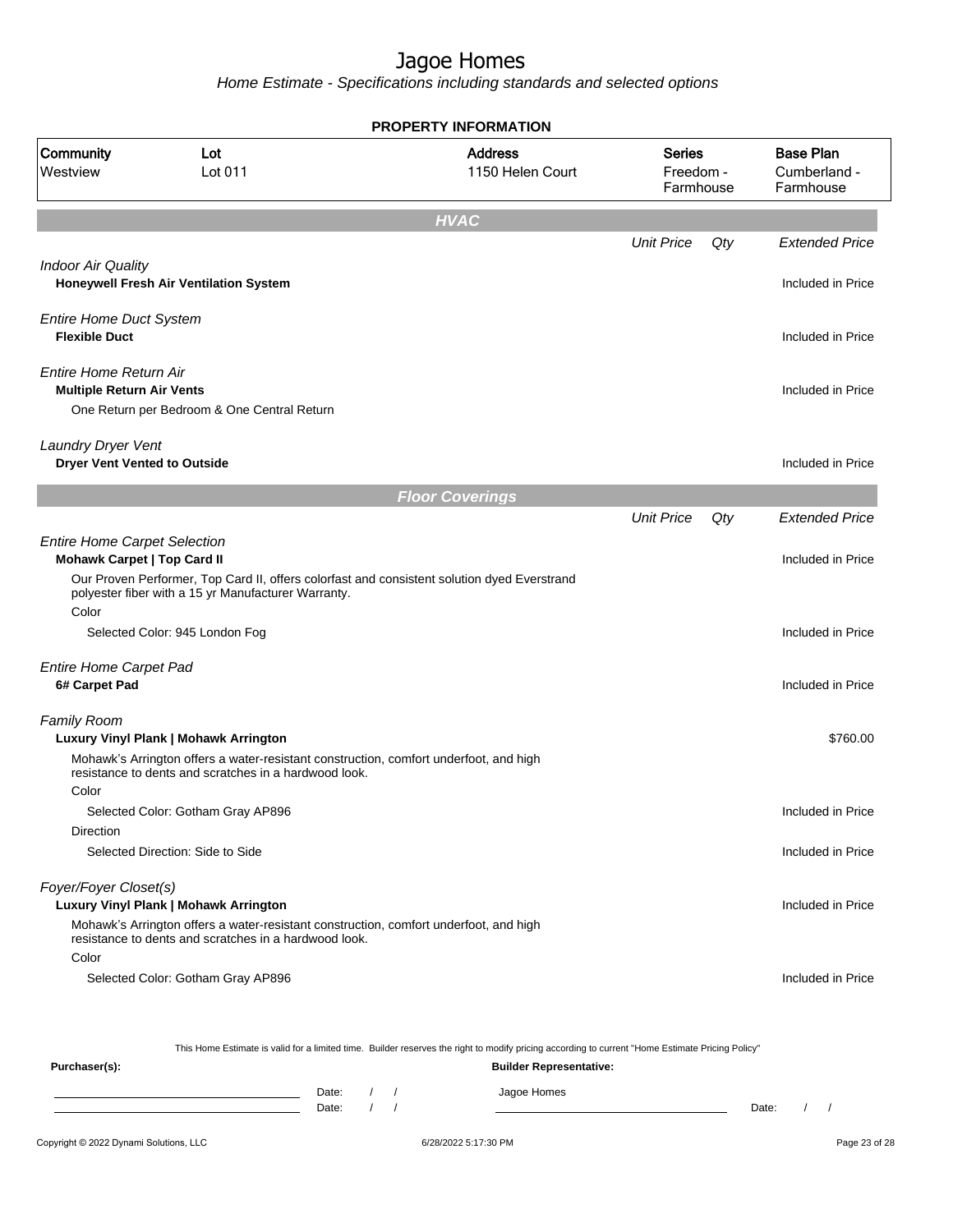# Jagoe Homes

Home Estimate - Specifications including standards and selected options

**PROPERTY INFORMATION**

| Community | Lot | Address | Series | Base Plan |
|---|---|---|---|---|
| Westview | Lot 011 | 1150 Helen Court | Freedom - Farmhouse | Cumberland - Farmhouse |

## HVAC

| | Unit Price | Qty | Extended Price |
|---|---|---|---|
| *Indoor Air Quality* | | | |
| **Honeywell Fresh Air Ventilation System** | | | Included in Price |
| *Entire Home Duct System* | | | |
| **Flexible Duct** | | | Included in Price |
| *Entire Home Return Air* | | | |
| **Multiple Return Air Vents** | | | Included in Price |
| One Return per Bedroom & One Central Return | | | |
| *Laundry Dryer Vent* | | | |
| **Dryer Vent Vented to Outside** | | | Included in Price |

## Floor Coverings

| | Unit Price | Qty | Extended Price |
|---|---|---|---|
| *Entire Home Carpet Selection* | | | |
| **Mohawk Carpet \| Top Card II** | | | Included in Price |
| Our Proven Performer, Top Card II, offers colorfast and consistent solution dyed Everstrand polyester fiber with a 15 yr Manufacturer Warranty. | | | |
| Color | | | |
| Selected Color: 945 London Fog | | | Included in Price |
| *Entire Home Carpet Pad* | | | |
| **6# Carpet Pad** | | | Included in Price |
| *Family Room* | | | |
| **Luxury Vinyl Plank \| Mohawk Arrington** | | | $760.00 |
| Mohawk's Arrington offers a water-resistant construction, comfort underfoot, and high resistance to dents and scratches in a hardwood look. | | | |
| Color | | | |
| Selected Color: Gotham Gray AP896 | | | Included in Price |
| Direction | | | |
| Selected Direction: Side to Side | | | Included in Price |
| *Foyer/Foyer Closet(s)* | | | |
| **Luxury Vinyl Plank \| Mohawk Arrington** | | | Included in Price |
| Mohawk's Arrington offers a water-resistant construction, comfort underfoot, and high resistance to dents and scratches in a hardwood look. | | | |
| Color | | | |
| Selected Color: Gotham Gray AP896 | | | Included in Price |

This Home Estimate is valid for a limited time. Builder reserves the right to modify pricing according to current "Home Estimate Pricing Policy"

**Purchaser(s):** Date: / / Date: / /

**Builder Representative:** Jagoe Homes Date: / /

Copyright © 2022 Dynami Solutions, LLC 6/28/2022 5:17:30 PM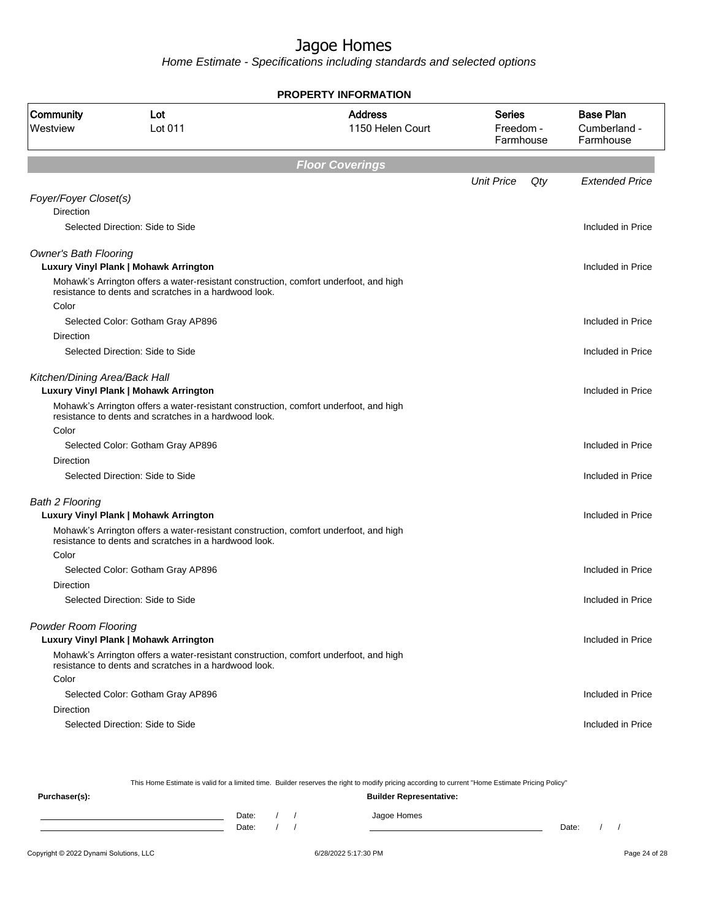# Jagoe Homes

*Home Estimate - Specifications including standards and selected options*

**PROPERTY INFORMATION**

| Community | Lot | Address | Series | Base Plan |
|---|---|---|---|---|
| Westview | Lot 011 | 1150 Helen Court | Freedom - Farmhouse | Cumberland - Farmhouse |

## Floor Coverings

| | Unit Price | Qty | Extended Price |
|---|---|---|---|
| *Foyer/Foyer Closet(s)* | | | |
| Direction | | | |
| Selected Direction: Side to Side | | | Included in Price |
| *Owner's Bath Flooring* | | | |
| **Luxury Vinyl Plank \| Mohawk Arrington** | | | Included in Price |
| Mohawk's Arrington offers a water-resistant construction, comfort underfoot, and high resistance to dents and scratches in a hardwood look. | | | |
| Color | | | |
| Selected Color: Gotham Gray AP896 | | | Included in Price |
| Direction | | | |
| Selected Direction: Side to Side | | | Included in Price |
| *Kitchen/Dining Area/Back Hall* | | | |
| **Luxury Vinyl Plank \| Mohawk Arrington** | | | Included in Price |
| Mohawk's Arrington offers a water-resistant construction, comfort underfoot, and high resistance to dents and scratches in a hardwood look. | | | |
| Color | | | |
| Selected Color: Gotham Gray AP896 | | | Included in Price |
| Direction | | | |
| Selected Direction: Side to Side | | | Included in Price |
| *Bath 2 Flooring* | | | |
| **Luxury Vinyl Plank \| Mohawk Arrington** | | | Included in Price |
| Mohawk's Arrington offers a water-resistant construction, comfort underfoot, and high resistance to dents and scratches in a hardwood look. | | | |
| Color | | | |
| Selected Color: Gotham Gray AP896 | | | Included in Price |
| Direction | | | |
| Selected Direction: Side to Side | | | Included in Price |
| *Powder Room Flooring* | | | |
| **Luxury Vinyl Plank \| Mohawk Arrington** | | | Included in Price |
| Mohawk's Arrington offers a water-resistant construction, comfort underfoot, and high resistance to dents and scratches in a hardwood look. | | | |
| Color | | | |
| Selected Color: Gotham Gray AP896 | | | Included in Price |
| Direction | | | |
| Selected Direction: Side to Side | | | Included in Price |

This Home Estimate is valid for a limited time. Builder reserves the right to modify pricing according to current "Home Estimate Pricing Policy"

**Purchaser(s):**

Date: / /

Date: / /

**Builder Representative:**

Jagoe Homes

Date: / /

Copyright © 2022 Dynami Solutions, LLC 6/28/2022 5:17:30 PM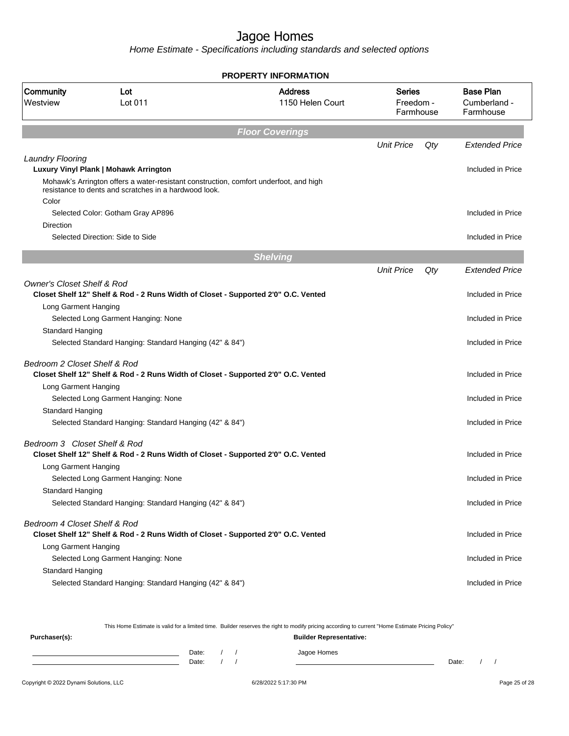# Jagoe Homes

*Home Estimate - Specifications including standards and selected options*

**PROPERTY INFORMATION**

| Community | Lot | Address | Series | Base Plan |
|---|---|---|---|---|
| Westview | Lot 011 | 1150 Helen Court | Freedom - Farmhouse | Cumberland - Farmhouse |

## Floor Coverings

| | Unit Price | Qty | Extended Price |
|---|---|---|---|
| *Laundry Flooring* | | | |
| **Luxury Vinyl Plank \| Mohawk Arrington** | | | Included in Price |
| Mohawk's Arrington offers a water-resistant construction, comfort underfoot, and high resistance to dents and scratches in a hardwood look. | | | |
| Color | | | |
| Selected Color: Gotham Gray AP896 | | | Included in Price |
| Direction | | | |
| Selected Direction: Side to Side | | | Included in Price |

## Shelving

| | Unit Price | Qty | Extended Price |
|---|---|---|---|
| *Owner's Closet Shelf & Rod* | | | |
| **Closet Shelf 12" Shelf & Rod - 2 Runs Width of Closet - Supported 2'0" O.C. Vented** | | | Included in Price |
| Long Garment Hanging | | | |
| Selected Long Garment Hanging: None | | | Included in Price |
| Standard Hanging | | | |
| Selected Standard Hanging: Standard Hanging (42" & 84") | | | Included in Price |
| *Bedroom 2 Closet Shelf & Rod* | | | |
| **Closet Shelf 12" Shelf & Rod - 2 Runs Width of Closet - Supported 2'0" O.C. Vented** | | | Included in Price |
| Long Garment Hanging | | | |
| Selected Long Garment Hanging: None | | | Included in Price |
| Standard Hanging | | | |
| Selected Standard Hanging: Standard Hanging (42" & 84") | | | Included in Price |
| *Bedroom 3 Closet Shelf & Rod* | | | |
| **Closet Shelf 12" Shelf & Rod - 2 Runs Width of Closet - Supported 2'0" O.C. Vented** | | | Included in Price |
| Long Garment Hanging | | | |
| Selected Long Garment Hanging: None | | | Included in Price |
| Standard Hanging | | | |
| Selected Standard Hanging: Standard Hanging (42" & 84") | | | Included in Price |
| *Bedroom 4 Closet Shelf & Rod* | | | |
| **Closet Shelf 12" Shelf & Rod - 2 Runs Width of Closet - Supported 2'0" O.C. Vented** | | | Included in Price |
| Long Garment Hanging | | | |
| Selected Long Garment Hanging: None | | | Included in Price |
| Standard Hanging | | | |
| Selected Standard Hanging: Standard Hanging (42" & 84") | | | Included in Price |

This Home Estimate is valid for a limited time. Builder reserves the right to modify pricing according to current "Home Estimate Pricing Policy"

**Purchaser(s):**

Date: / /

Date: / /

**Builder Representative:**

Jagoe Homes

Date: / /

Copyright © 2022 Dynami Solutions, LLC 6/28/2022 5:17:30 PM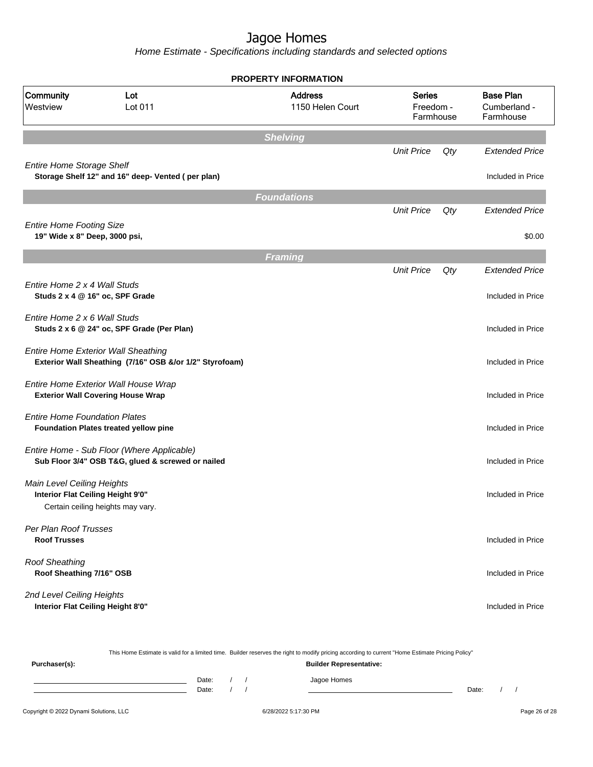# Jagoe Homes

*Home Estimate - Specifications including standards and selected options*

## PROPERTY INFORMATION

| Community | Lot | Address | Series | Base Plan |
|---|---|---|---|---|
| Westview | Lot 011 | 1150 Helen Court | Freedom - Farmhouse | Cumberland - Farmhouse |

### Shelving

| | Unit Price | Qty | Extended Price |
|---|---|---|---|
| *Entire Home Storage Shelf*<br>**Storage Shelf 12" and 16" deep- Vented ( per plan)** | | | Included in Price |

### Foundations

| | Unit Price | Qty | Extended Price |
|---|---|---|---|
| *Entire Home Footing Size*<br>**19" Wide x 8" Deep, 3000 psi,** | | | $0.00 |

### Framing

| | Unit Price | Qty | Extended Price |
|---|---|---|---|
| *Entire Home 2 x 4 Wall Studs*<br>**Studs 2 x 4 @ 16" oc, SPF Grade** | | | Included in Price |
| *Entire Home 2 x 6 Wall Studs*<br>**Studs 2 x 6 @ 24" oc, SPF Grade (Per Plan)** | | | Included in Price |
| *Entire Home Exterior Wall Sheathing*<br>**Exterior Wall Sheathing (7/16" OSB &/or 1/2" Styrofoam)** | | | Included in Price |
| *Entire Home Exterior Wall House Wrap*<br>**Exterior Wall Covering House Wrap** | | | Included in Price |
| *Entire Home Foundation Plates*<br>**Foundation Plates treated yellow pine** | | | Included in Price |
| *Entire Home - Sub Floor (Where Applicable)*<br>**Sub Floor 3/4" OSB T&G, glued & screwed or nailed** | | | Included in Price |
| *Main Level Ceiling Heights*<br>**Interior Flat Ceiling Height 9'0"**<br>Certain ceiling heights may vary. | | | Included in Price |
| *Per Plan Roof Trusses*<br>**Roof Trusses** | | | Included in Price |
| *Roof Sheathing*<br>**Roof Sheathing 7/16" OSB** | | | Included in Price |
| *2nd Level Ceiling Heights*<br>**Interior Flat Ceiling Height 8'0"** | | | Included in Price |

This Home Estimate is valid for a limited time. Builder reserves the right to modify pricing according to current "Home Estimate Pricing Policy"

**Purchaser(s):**

Date: / /

Date: / /

**Builder Representative:**

Jagoe Homes

Date: / /

Copyright © 2022 Dynami Solutions, LLC

6/28/2022 5:17:30 PM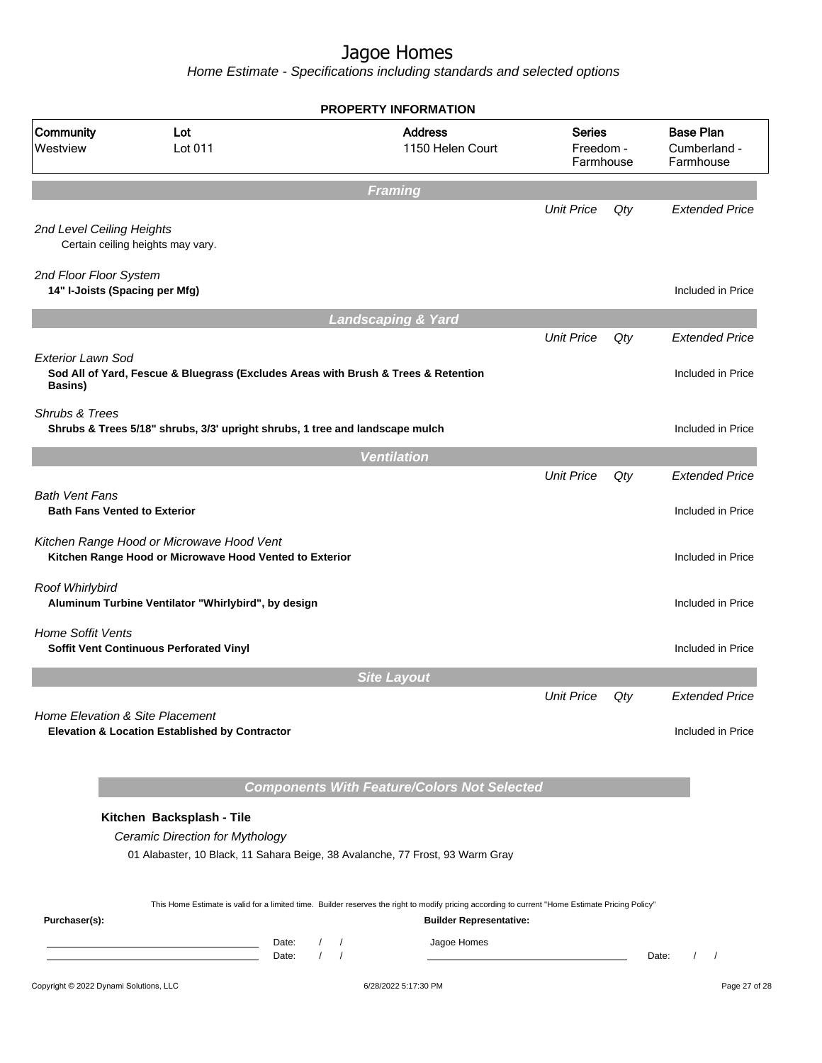# Jagoe Homes

*Home Estimate - Specifications including standards and selected options*

**PROPERTY INFORMATION**

| Community | Lot | Address | Series | Base Plan |
|---|---|---|---|---|
| Westview | Lot 011 | 1150 Helen Court | Freedom - Farmhouse | Cumberland - Farmhouse |

## *Framing*

| | Unit Price | Qty | Extended Price |
|---|---|---|---|
| *2nd Level Ceiling Heights*<br>Certain ceiling heights may vary. | | | |
| *2nd Floor Floor System*<br>**14" I-Joists (Spacing per Mfg)** | | | Included in Price |

## *Landscaping & Yard*

| | Unit Price | Qty | Extended Price |
|---|---|---|---|
| *Exterior Lawn Sod*<br>**Sod All of Yard, Fescue & Bluegrass (Excludes Areas with Brush & Trees & Retention Basins)** | | | Included in Price |
| *Shrubs & Trees*<br>**Shrubs & Trees 5/18" shrubs, 3/3' upright shrubs, 1 tree and landscape mulch** | | | Included in Price |

## *Ventilation*

| | Unit Price | Qty | Extended Price |
|---|---|---|---|
| *Bath Vent Fans*<br>**Bath Fans Vented to Exterior** | | | Included in Price |
| *Kitchen Range Hood or Microwave Hood Vent*<br>**Kitchen Range Hood or Microwave Hood Vented to Exterior** | | | Included in Price |
| *Roof Whirlybird*<br>**Aluminum Turbine Ventilator "Whirlybird", by design** | | | Included in Price |
| *Home Soffit Vents*<br>**Soffit Vent Continuous Perforated Vinyl** | | | Included in Price |

## *Site Layout*

| | Unit Price | Qty | Extended Price |
|---|---|---|---|
| *Home Elevation & Site Placement*<br>**Elevation & Location Established by Contractor** | | | Included in Price |

## *Components With Feature/Colors Not Selected*

**Kitchen Backsplash - Tile**

*Ceramic Direction for Mythology*

01 Alabaster, 10 Black, 11 Sahara Beige, 38 Avalanche, 77 Frost, 93 Warm Gray

This Home Estimate is valid for a limited time. Builder reserves the right to modify pricing according to current "Home Estimate Pricing Policy"

**Purchaser(s):**

Date: / /

Date: / /

**Builder Representative:**

Jagoe Homes

Date: / /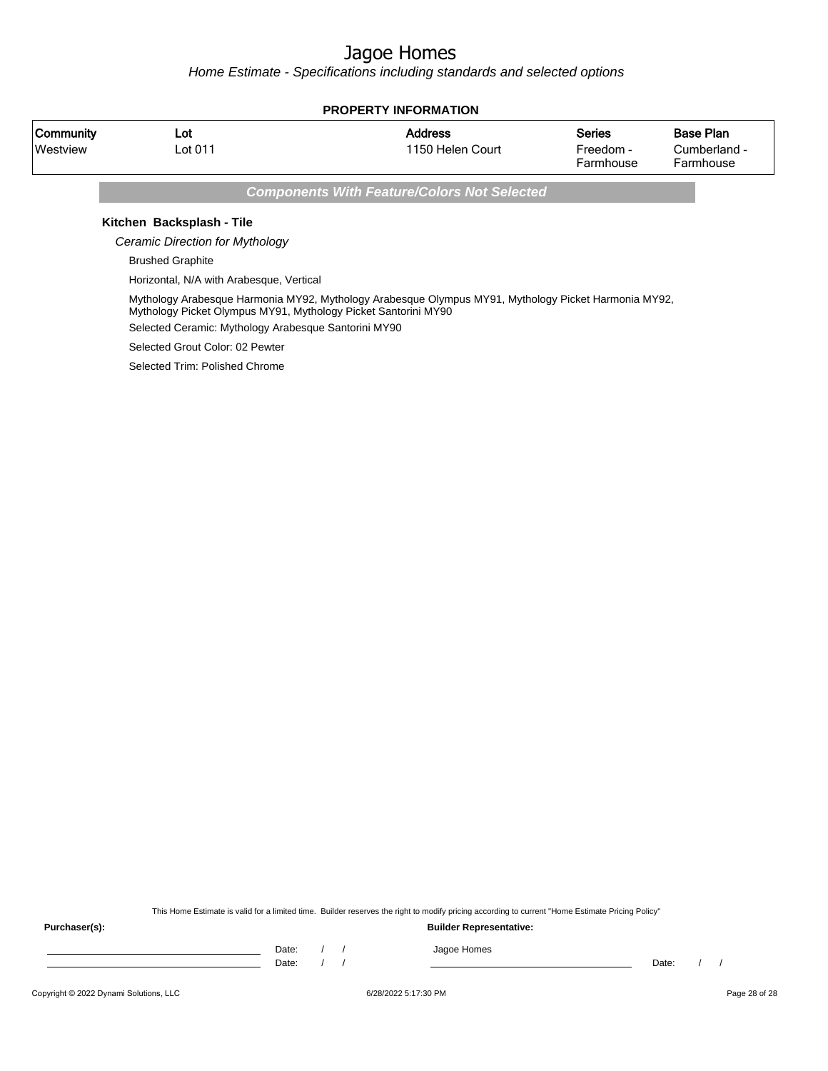# Jagoe Homes

*Home Estimate - Specifications including standards and selected options*

**PROPERTY INFORMATION**

| Community | Lot | Address | Series | Base Plan |
|---|---|---|---|---|
| Westview | Lot 011 | 1150 Helen Court | Freedom - Farmhouse | Cumberland - Farmhouse |

***Components With Feature/Colors Not Selected***

**Kitchen Backsplash - Tile**

*Ceramic Direction for Mythology*

Brushed Graphite

Horizontal, N/A with Arabesque, Vertical

Mythology Arabesque Harmonia MY92, Mythology Arabesque Olympus MY91, Mythology Picket Harmonia MY92, Mythology Picket Olympus MY91, Mythology Picket Santorini MY90

Selected Ceramic: Mythology Arabesque Santorini MY90

Selected Grout Color: 02 Pewter

Selected Trim: Polished Chrome

This Home Estimate is valid for a limited time. Builder reserves the right to modify pricing according to current "Home Estimate Pricing Policy"

**Purchaser(s):**

\_\_\_\_\_\_\_\_\_\_\_\_\_\_\_\_\_\_\_\_ Date: / /

\_\_\_\_\_\_\_\_\_\_\_\_\_\_\_\_\_\_\_\_ Date: / /

**Builder Representative:**

Jagoe Homes

\_\_\_\_\_\_\_\_\_\_\_\_\_\_\_\_\_\_\_\_ Date: / /

Copyright © 2022 Dynami Solutions, LLC

6/28/2022 5:17:30 PM